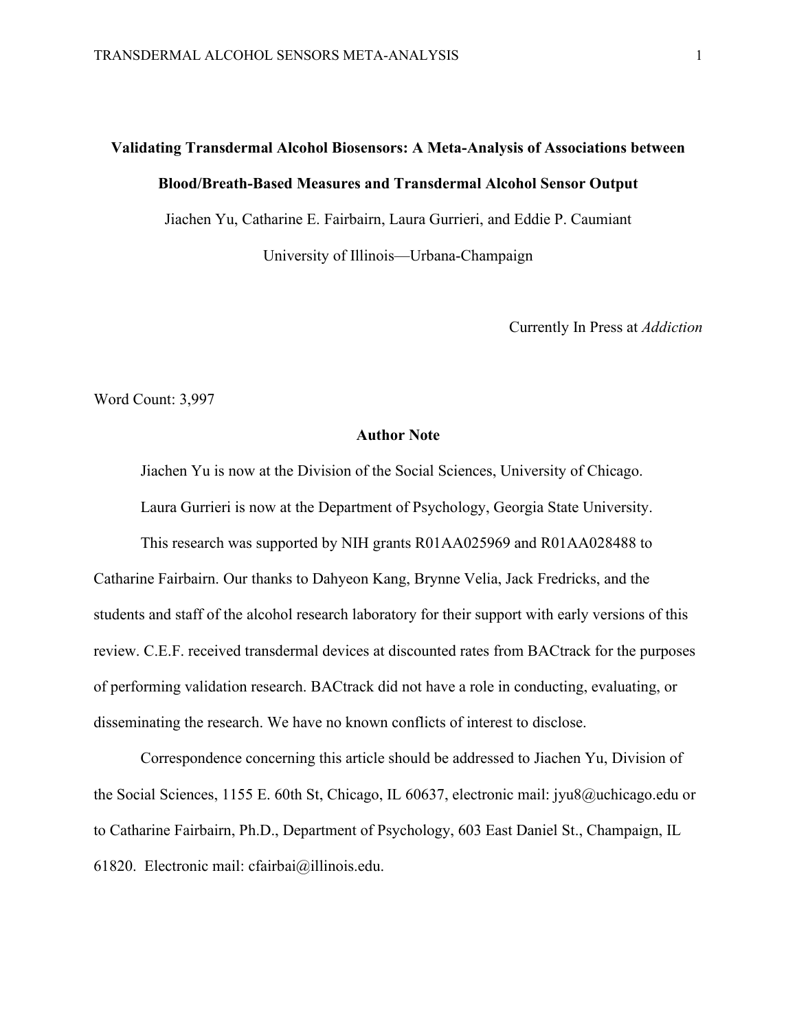# Validating Transdermal Alcohol Biosensors: A Meta-Analysis of Associations between Blood/Breath-Based Measures and Transdermal Alcohol Sensor Output

Jiachen Yu, Catharine E. Fairbairn, Laura Gurrieri, and Eddie P. Caumiant

University of Illinois—Urbana-Champaign

Currently In Press at *Addiction*

Word Count: 3,997

## Author Note

Jiachen Yu is now at the Division of the Social Sciences, University of Chicago.

Laura Gurrieri is now at the Department of Psychology, Georgia State University.

This research was supported by NIH grants R01AA025969 and R01AA028488 to Catharine Fairbairn. Our thanks to Dahyeon Kang, Brynne Velia, Jack Fredricks, and the students and staff of the alcohol research laboratory for their support with early versions of this review. C.E.F. received transdermal devices at discounted rates from BACtrack for the purposes of performing validation research. BACtrack did not have a role in conducting, evaluating, or disseminating the research. We have no known conflicts of interest to disclose.

Correspondence concerning this article should be addressed to Jiachen Yu, Division of the Social Sciences, 1155 E. 60th St, Chicago, IL 60637, electronic mail: jyu8@uchicago.edu or to Catharine Fairbairn, Ph.D., Department of Psychology, 603 East Daniel St., Champaign, IL 61820. Electronic mail: cfairbai@illinois.edu.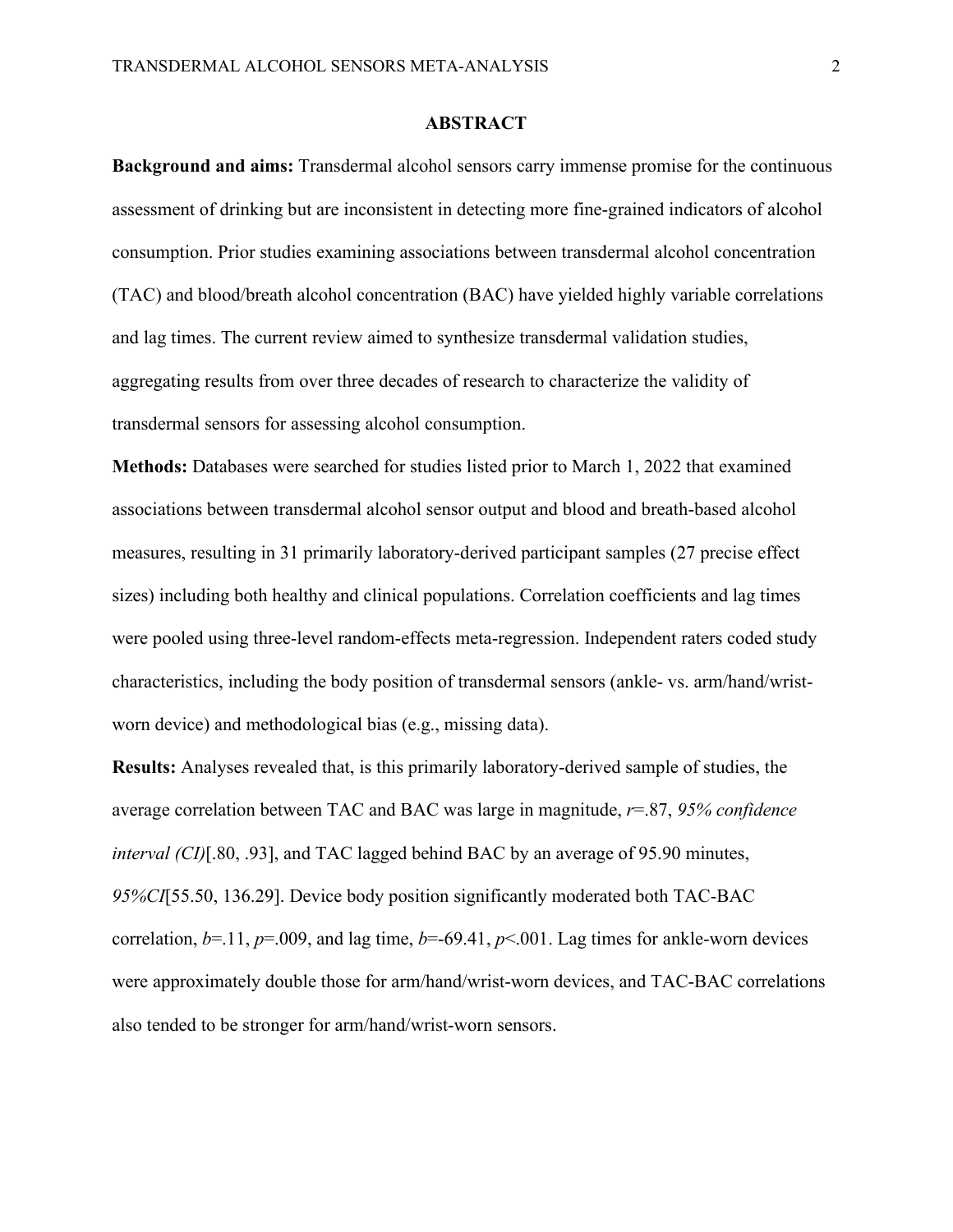## ABSTRACT

**Background and aims:** Transdermal alcohol sensors carry immense promise for the continuous assessment of drinking but are inconsistent in detecting more fine-grained indicators of alcohol consumption. Prior studies examining associations between transdermal alcohol concentration (TAC) and blood/breath alcohol concentration (BAC) have yielded highly variable correlations and lag times. The current review aimed to synthesize transdermal validation studies, aggregating results from over three decades of research to characterize the validity of transdermal sensors for assessing alcohol consumption.

**Methods:** Databases were searched for studies listed prior to March 1, 2022 that examined associations between transdermal alcohol sensor output and blood and breath-based alcohol measures, resulting in 31 primarily laboratory-derived participant samples (27 precise effect sizes) including both healthy and clinical populations. Correlation coefficients and lag times were pooled using three-level random-effects meta-regression. Independent raters coded study characteristics, including the body position of transdermal sensors (ankle- vs. arm/hand/wrist-worn device) and methodological bias (e.g., missing data).

**Results:** Analyses revealed that, is this primarily laboratory-derived sample of studies, the average correlation between TAC and BAC was large in magnitude, $r$=.87, *95% confidence interval (CI)*[.80, .93], and TAC lagged behind BAC by an average of 95.90 minutes, *95%CI*[55.50, 136.29]. Device body position significantly moderated both TAC-BAC correlation, $b$=.11, $p$=.009, and lag time, $b$=-69.41, $p$<.001. Lag times for ankle-worn devices were approximately double those for arm/hand/wrist-worn devices, and TAC-BAC correlations also tended to be stronger for arm/hand/wrist-worn sensors.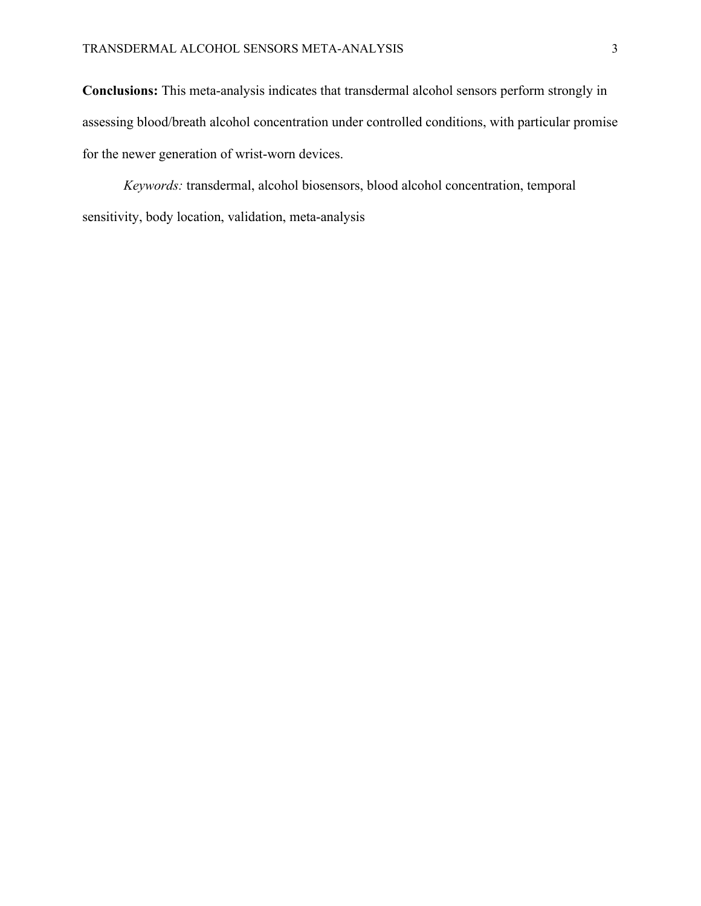**Conclusions:** This meta-analysis indicates that transdermal alcohol sensors perform strongly in assessing blood/breath alcohol concentration under controlled conditions, with particular promise for the newer generation of wrist-worn devices.

*Keywords:* transdermal, alcohol biosensors, blood alcohol concentration, temporal sensitivity, body location, validation, meta-analysis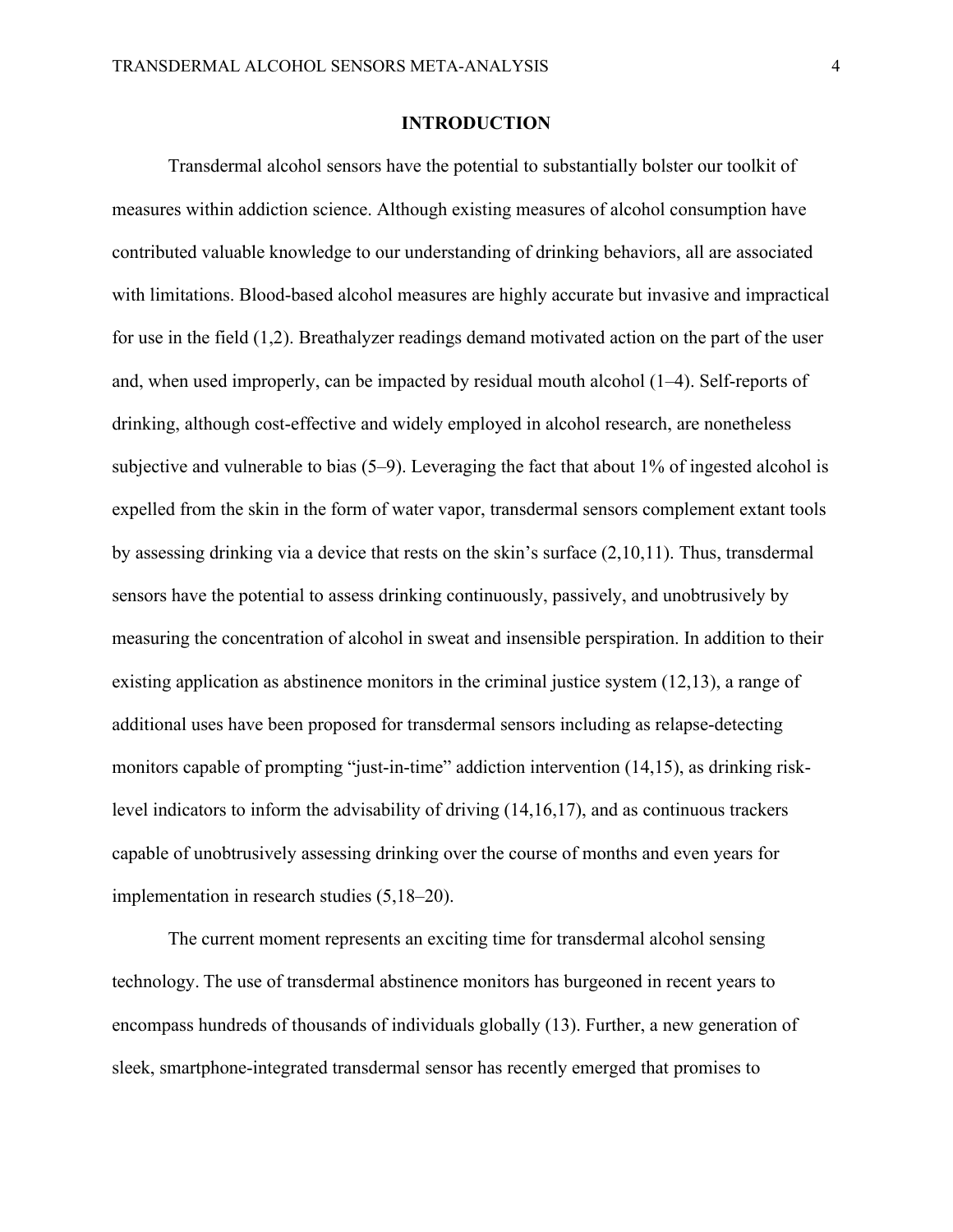## INTRODUCTION

Transdermal alcohol sensors have the potential to substantially bolster our toolkit of measures within addiction science. Although existing measures of alcohol consumption have contributed valuable knowledge to our understanding of drinking behaviors, all are associated with limitations. Blood-based alcohol measures are highly accurate but invasive and impractical for use in the field (1,2). Breathalyzer readings demand motivated action on the part of the user and, when used improperly, can be impacted by residual mouth alcohol (1–4). Self-reports of drinking, although cost-effective and widely employed in alcohol research, are nonetheless subjective and vulnerable to bias (5–9). Leveraging the fact that about 1% of ingested alcohol is expelled from the skin in the form of water vapor, transdermal sensors complement extant tools by assessing drinking via a device that rests on the skin's surface (2,10,11). Thus, transdermal sensors have the potential to assess drinking continuously, passively, and unobtrusively by measuring the concentration of alcohol in sweat and insensible perspiration. In addition to their existing application as abstinence monitors in the criminal justice system (12,13), a range of additional uses have been proposed for transdermal sensors including as relapse-detecting monitors capable of prompting "just-in-time" addiction intervention (14,15), as drinking risk-level indicators to inform the advisability of driving (14,16,17), and as continuous trackers capable of unobtrusively assessing drinking over the course of months and even years for implementation in research studies (5,18–20).

The current moment represents an exciting time for transdermal alcohol sensing technology. The use of transdermal abstinence monitors has burgeoned in recent years to encompass hundreds of thousands of individuals globally (13). Further, a new generation of sleek, smartphone-integrated transdermal sensor has recently emerged that promises to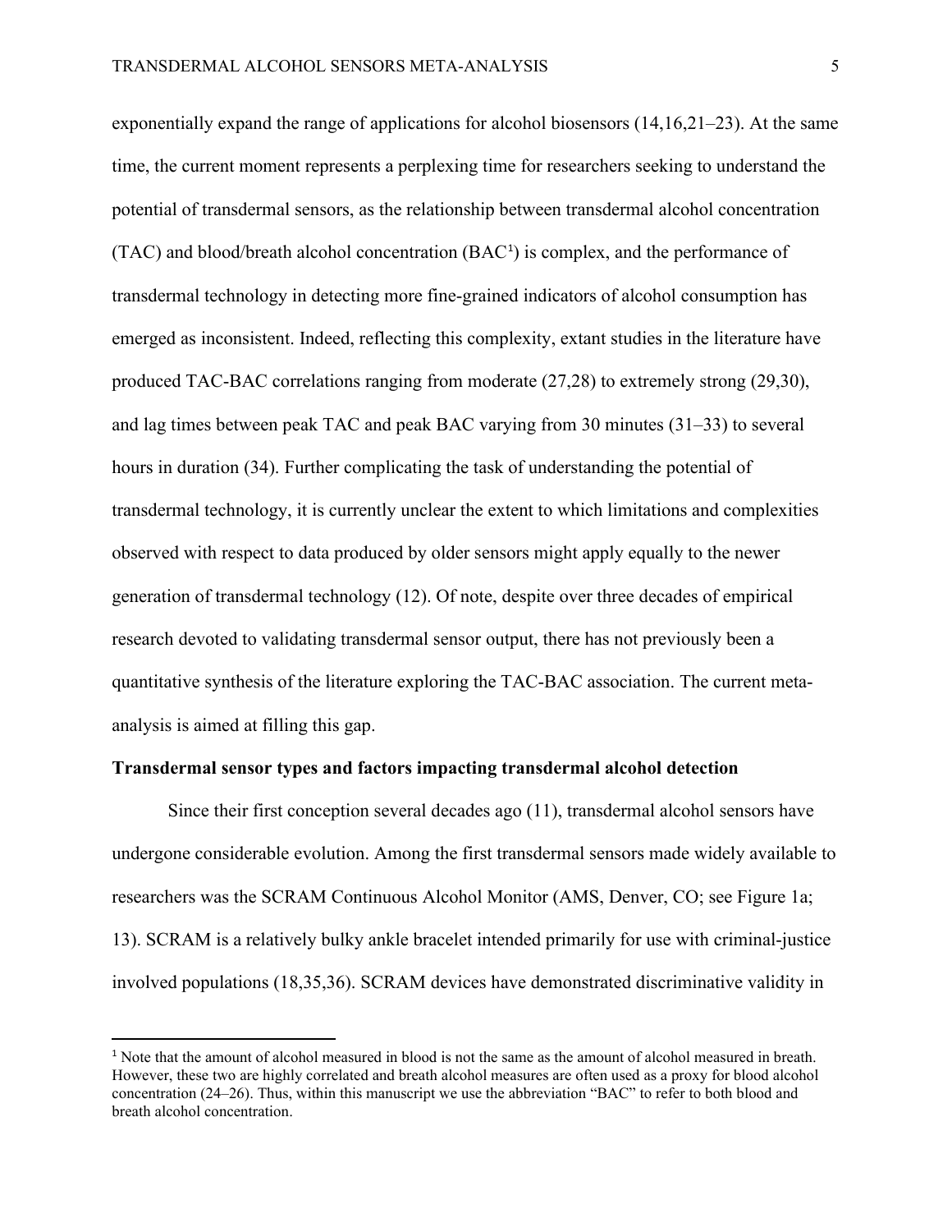exponentially expand the range of applications for alcohol biosensors (14,16,21–23). At the same time, the current moment represents a perplexing time for researchers seeking to understand the potential of transdermal sensors, as the relationship between transdermal alcohol concentration (TAC) and blood/breath alcohol concentration (BAC[1]) is complex, and the performance of transdermal technology in detecting more fine-grained indicators of alcohol consumption has emerged as inconsistent. Indeed, reflecting this complexity, extant studies in the literature have produced TAC-BAC correlations ranging from moderate (27,28) to extremely strong (29,30), and lag times between peak TAC and peak BAC varying from 30 minutes (31–33) to several hours in duration (34). Further complicating the task of understanding the potential of transdermal technology, it is currently unclear the extent to which limitations and complexities observed with respect to data produced by older sensors might apply equally to the newer generation of transdermal technology (12). Of note, despite over three decades of empirical research devoted to validating transdermal sensor output, there has not previously been a quantitative synthesis of the literature exploring the TAC-BAC association. The current meta-analysis is aimed at filling this gap.

**Transdermal sensor types and factors impacting transdermal alcohol detection**

Since their first conception several decades ago (11), transdermal alcohol sensors have undergone considerable evolution. Among the first transdermal sensors made widely available to researchers was the SCRAM Continuous Alcohol Monitor (AMS, Denver, CO; see Figure 1a; 13). SCRAM is a relatively bulky ankle bracelet intended primarily for use with criminal-justice involved populations (18,35,36). SCRAM devices have demonstrated discriminative validity in

[1] Note that the amount of alcohol measured in blood is not the same as the amount of alcohol measured in breath. However, these two are highly correlated and breath alcohol measures are often used as a proxy for blood alcohol concentration (24–26). Thus, within this manuscript we use the abbreviation "BAC" to refer to both blood and breath alcohol concentration.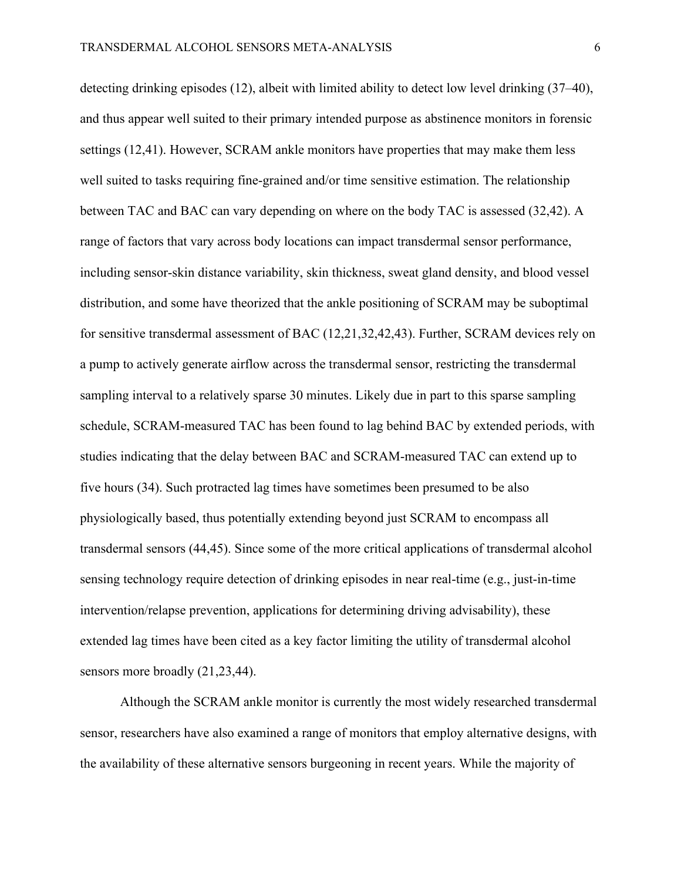detecting drinking episodes (12), albeit with limited ability to detect low level drinking (37–40), and thus appear well suited to their primary intended purpose as abstinence monitors in forensic settings (12,41). However, SCRAM ankle monitors have properties that may make them less well suited to tasks requiring fine-grained and/or time sensitive estimation. The relationship between TAC and BAC can vary depending on where on the body TAC is assessed (32,42). A range of factors that vary across body locations can impact transdermal sensor performance, including sensor-skin distance variability, skin thickness, sweat gland density, and blood vessel distribution, and some have theorized that the ankle positioning of SCRAM may be suboptimal for sensitive transdermal assessment of BAC (12,21,32,42,43). Further, SCRAM devices rely on a pump to actively generate airflow across the transdermal sensor, restricting the transdermal sampling interval to a relatively sparse 30 minutes. Likely due in part to this sparse sampling schedule, SCRAM-measured TAC has been found to lag behind BAC by extended periods, with studies indicating that the delay between BAC and SCRAM-measured TAC can extend up to five hours (34). Such protracted lag times have sometimes been presumed to be also physiologically based, thus potentially extending beyond just SCRAM to encompass all transdermal sensors (44,45). Since some of the more critical applications of transdermal alcohol sensing technology require detection of drinking episodes in near real-time (e.g., just-in-time intervention/relapse prevention, applications for determining driving advisability), these extended lag times have been cited as a key factor limiting the utility of transdermal alcohol sensors more broadly (21,23,44).

Although the SCRAM ankle monitor is currently the most widely researched transdermal sensor, researchers have also examined a range of monitors that employ alternative designs, with the availability of these alternative sensors burgeoning in recent years. While the majority of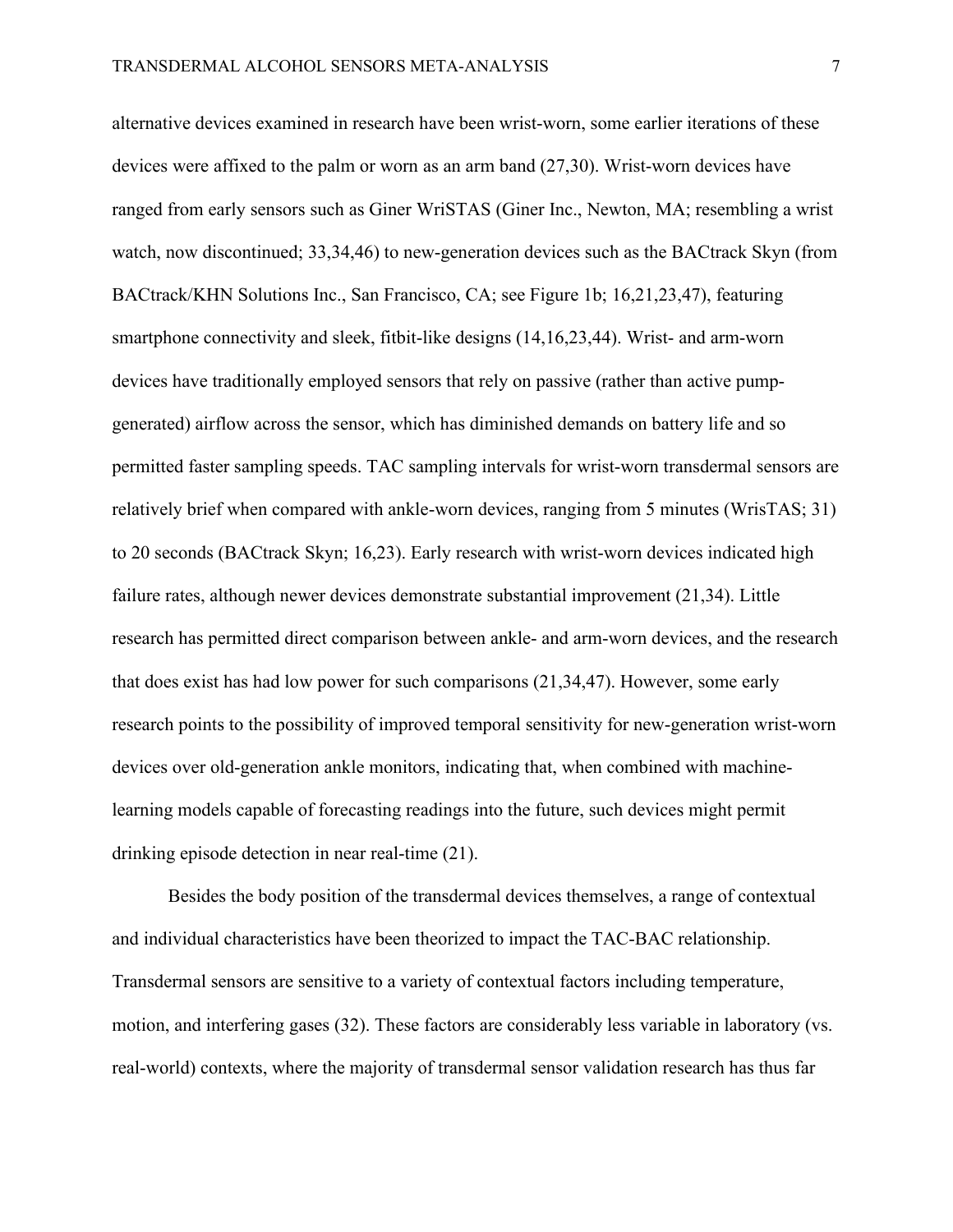alternative devices examined in research have been wrist-worn, some earlier iterations of these devices were affixed to the palm or worn as an arm band (27,30). Wrist-worn devices have ranged from early sensors such as Giner WriSTAS (Giner Inc., Newton, MA; resembling a wrist watch, now discontinued; 33,34,46) to new-generation devices such as the BACtrack Skyn (from BACtrack/KHN Solutions Inc., San Francisco, CA; see Figure 1b; 16,21,23,47), featuring smartphone connectivity and sleek, fitbit-like designs (14,16,23,44). Wrist- and arm-worn devices have traditionally employed sensors that rely on passive (rather than active pump-generated) airflow across the sensor, which has diminished demands on battery life and so permitted faster sampling speeds. TAC sampling intervals for wrist-worn transdermal sensors are relatively brief when compared with ankle-worn devices, ranging from 5 minutes (WrisTAS; 31) to 20 seconds (BACtrack Skyn; 16,23). Early research with wrist-worn devices indicated high failure rates, although newer devices demonstrate substantial improvement (21,34). Little research has permitted direct comparison between ankle- and arm-worn devices, and the research that does exist has had low power for such comparisons (21,34,47). However, some early research points to the possibility of improved temporal sensitivity for new-generation wrist-worn devices over old-generation ankle monitors, indicating that, when combined with machine-learning models capable of forecasting readings into the future, such devices might permit drinking episode detection in near real-time (21).

Besides the body position of the transdermal devices themselves, a range of contextual and individual characteristics have been theorized to impact the TAC-BAC relationship. Transdermal sensors are sensitive to a variety of contextual factors including temperature, motion, and interfering gases (32). These factors are considerably less variable in laboratory (vs. real-world) contexts, where the majority of transdermal sensor validation research has thus far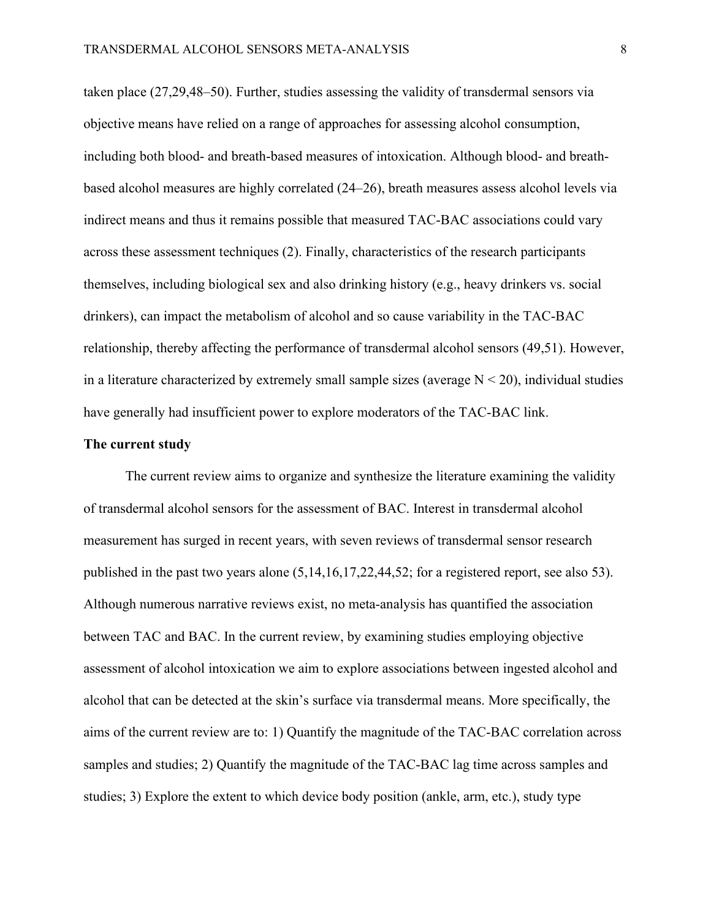taken place (27,29,48–50). Further, studies assessing the validity of transdermal sensors via objective means have relied on a range of approaches for assessing alcohol consumption, including both blood- and breath-based measures of intoxication. Although blood- and breath-based alcohol measures are highly correlated (24–26), breath measures assess alcohol levels via indirect means and thus it remains possible that measured TAC-BAC associations could vary across these assessment techniques (2). Finally, characteristics of the research participants themselves, including biological sex and also drinking history (e.g., heavy drinkers vs. social drinkers), can impact the metabolism of alcohol and so cause variability in the TAC-BAC relationship, thereby affecting the performance of transdermal alcohol sensors (49,51). However, in a literature characterized by extremely small sample sizes (average $N < 20$), individual studies have generally had insufficient power to explore moderators of the TAC-BAC link.

**The current study**

The current review aims to organize and synthesize the literature examining the validity of transdermal alcohol sensors for the assessment of BAC. Interest in transdermal alcohol measurement has surged in recent years, with seven reviews of transdermal sensor research published in the past two years alone (5,14,16,17,22,44,52; for a registered report, see also 53). Although numerous narrative reviews exist, no meta-analysis has quantified the association between TAC and BAC. In the current review, by examining studies employing objective assessment of alcohol intoxication we aim to explore associations between ingested alcohol and alcohol that can be detected at the skin's surface via transdermal means. More specifically, the aims of the current review are to: 1) Quantify the magnitude of the TAC-BAC correlation across samples and studies; 2) Quantify the magnitude of the TAC-BAC lag time across samples and studies; 3) Explore the extent to which device body position (ankle, arm, etc.), study type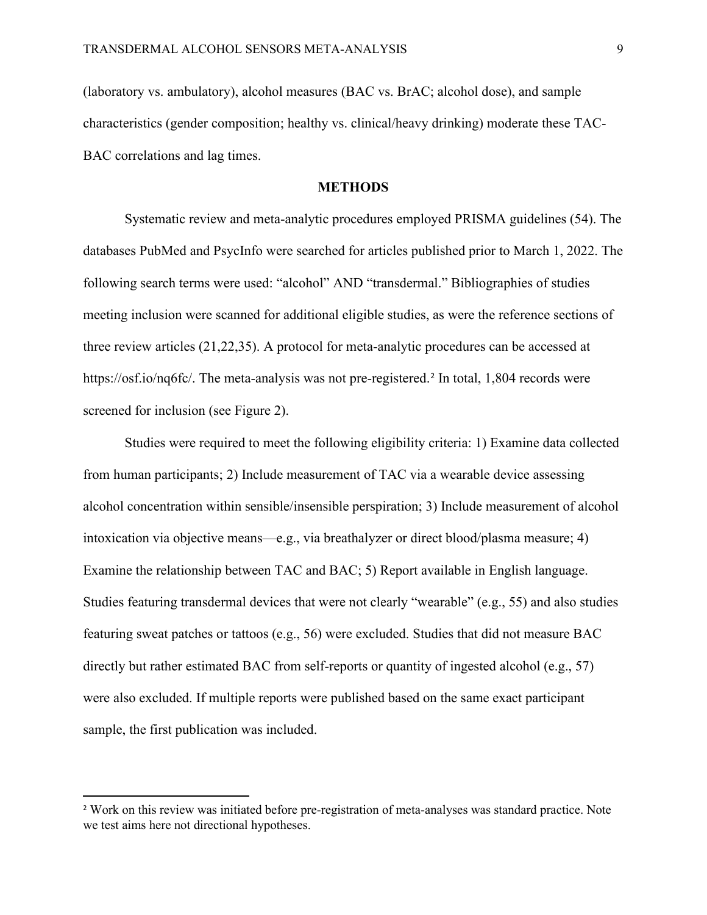(laboratory vs. ambulatory), alcohol measures (BAC vs. BrAC; alcohol dose), and sample characteristics (gender composition; healthy vs. clinical/heavy drinking) moderate these TAC-BAC correlations and lag times.

## METHODS

Systematic review and meta-analytic procedures employed PRISMA guidelines (54). The databases PubMed and PsycInfo were searched for articles published prior to March 1, 2022. The following search terms were used: "alcohol" AND "transdermal." Bibliographies of studies meeting inclusion were scanned for additional eligible studies, as were the reference sections of three review articles (21,22,35). A protocol for meta-analytic procedures can be accessed at https://osf.io/nq6fc/. The meta-analysis was not pre-registered.[2] In total, 1,804 records were screened for inclusion (see Figure 2).

Studies were required to meet the following eligibility criteria: 1) Examine data collected from human participants; 2) Include measurement of TAC via a wearable device assessing alcohol concentration within sensible/insensible perspiration; 3) Include measurement of alcohol intoxication via objective means—e.g., via breathalyzer or direct blood/plasma measure; 4) Examine the relationship between TAC and BAC; 5) Report available in English language. Studies featuring transdermal devices that were not clearly "wearable" (e.g., 55) and also studies featuring sweat patches or tattoos (e.g., 56) were excluded. Studies that did not measure BAC directly but rather estimated BAC from self-reports or quantity of ingested alcohol (e.g., 57) were also excluded. If multiple reports were published based on the same exact participant sample, the first publication was included.

[2] Work on this review was initiated before pre-registration of meta-analyses was standard practice. Note we test aims here not directional hypotheses.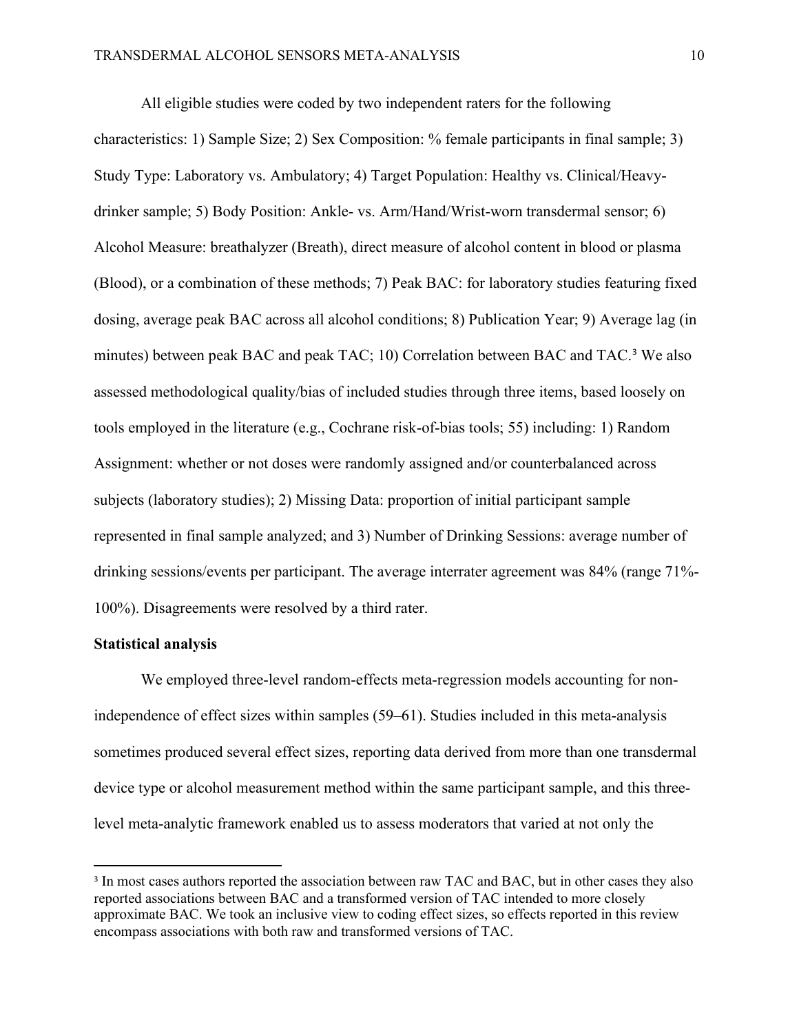All eligible studies were coded by two independent raters for the following characteristics: 1) Sample Size; 2) Sex Composition: % female participants in final sample; 3) Study Type: Laboratory vs. Ambulatory; 4) Target Population: Healthy vs. Clinical/Heavy-drinker sample; 5) Body Position: Ankle- vs. Arm/Hand/Wrist-worn transdermal sensor; 6) Alcohol Measure: breathalyzer (Breath), direct measure of alcohol content in blood or plasma (Blood), or a combination of these methods; 7) Peak BAC: for laboratory studies featuring fixed dosing, average peak BAC across all alcohol conditions; 8) Publication Year; 9) Average lag (in minutes) between peak BAC and peak TAC; 10) Correlation between BAC and TAC.[3] We also assessed methodological quality/bias of included studies through three items, based loosely on tools employed in the literature (e.g., Cochrane risk-of-bias tools; 55) including: 1) Random Assignment: whether or not doses were randomly assigned and/or counterbalanced across subjects (laboratory studies); 2) Missing Data: proportion of initial participant sample represented in final sample analyzed; and 3) Number of Drinking Sessions: average number of drinking sessions/events per participant. The average interrater agreement was 84% (range 71%-100%). Disagreements were resolved by a third rater.

**Statistical analysis**

We employed three-level random-effects meta-regression models accounting for non-independence of effect sizes within samples (59–61). Studies included in this meta-analysis sometimes produced several effect sizes, reporting data derived from more than one transdermal device type or alcohol measurement method within the same participant sample, and this three-level meta-analytic framework enabled us to assess moderators that varied at not only the

[3] In most cases authors reported the association between raw TAC and BAC, but in other cases they also reported associations between BAC and a transformed version of TAC intended to more closely approximate BAC. We took an inclusive view to coding effect sizes, so effects reported in this review encompass associations with both raw and transformed versions of TAC.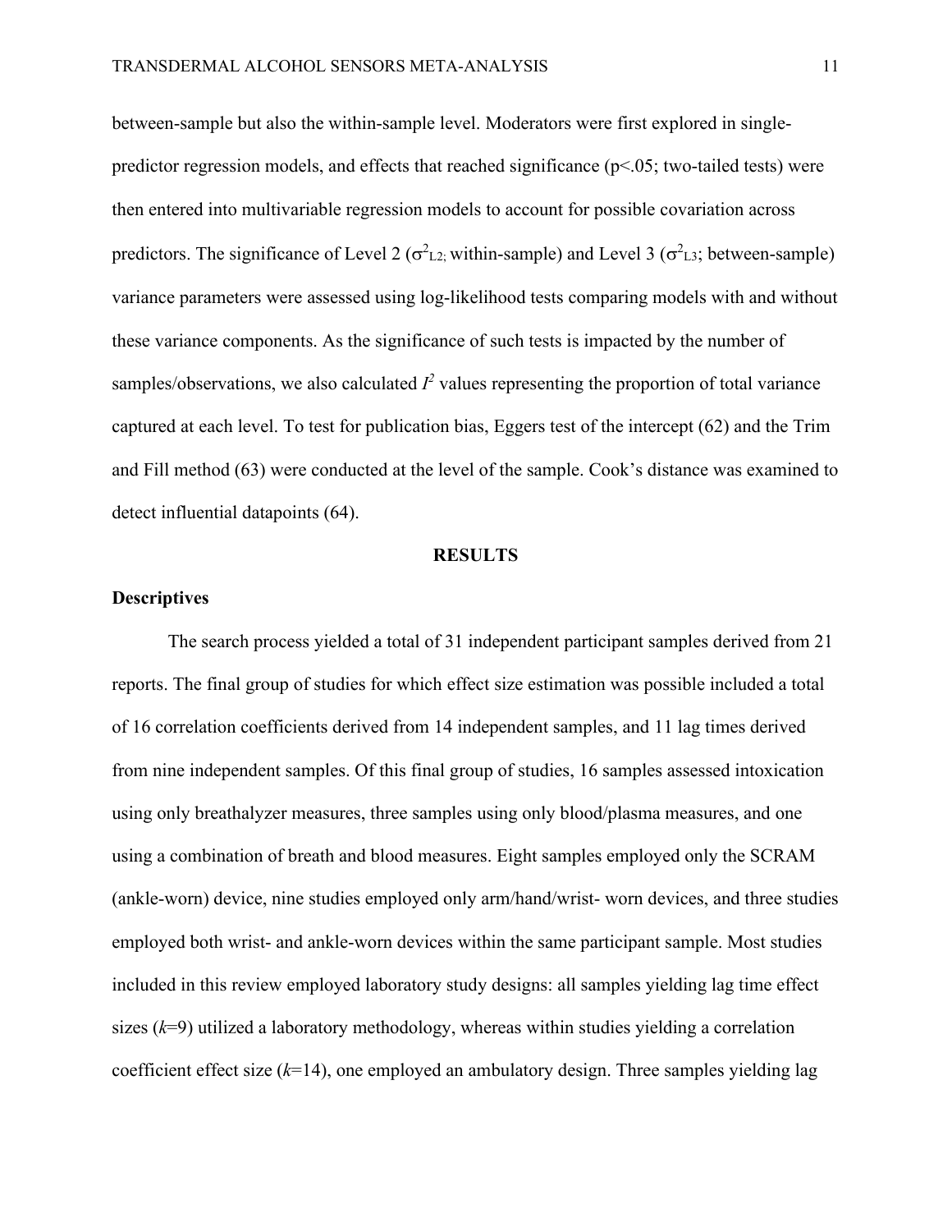between-sample but also the within-sample level. Moderators were first explored in single-predictor regression models, and effects that reached significance ($p<.05$; two-tailed tests) were then entered into multivariable regression models to account for possible covariation across predictors. The significance of Level 2 ($\sigma^2_{L2;}$ within-sample) and Level 3 ($\sigma^2_{L3}$; between-sample) variance parameters were assessed using log-likelihood tests comparing models with and without these variance components. As the significance of such tests is impacted by the number of samples/observations, we also calculated $I^2$ values representing the proportion of total variance captured at each level. To test for publication bias, Eggers test of the intercept (62) and the Trim and Fill method (63) were conducted at the level of the sample. Cook's distance was examined to detect influential datapoints (64).

## RESULTS

### Descriptives

The search process yielded a total of 31 independent participant samples derived from 21 reports. The final group of studies for which effect size estimation was possible included a total of 16 correlation coefficients derived from 14 independent samples, and 11 lag times derived from nine independent samples. Of this final group of studies, 16 samples assessed intoxication using only breathalyzer measures, three samples using only blood/plasma measures, and one using a combination of breath and blood measures. Eight samples employed only the SCRAM (ankle-worn) device, nine studies employed only arm/hand/wrist- worn devices, and three studies employed both wrist- and ankle-worn devices within the same participant sample. Most studies included in this review employed laboratory study designs: all samples yielding lag time effect sizes ($k$=9) utilized a laboratory methodology, whereas within studies yielding a correlation coefficient effect size ($k$=14), one employed an ambulatory design. Three samples yielding lag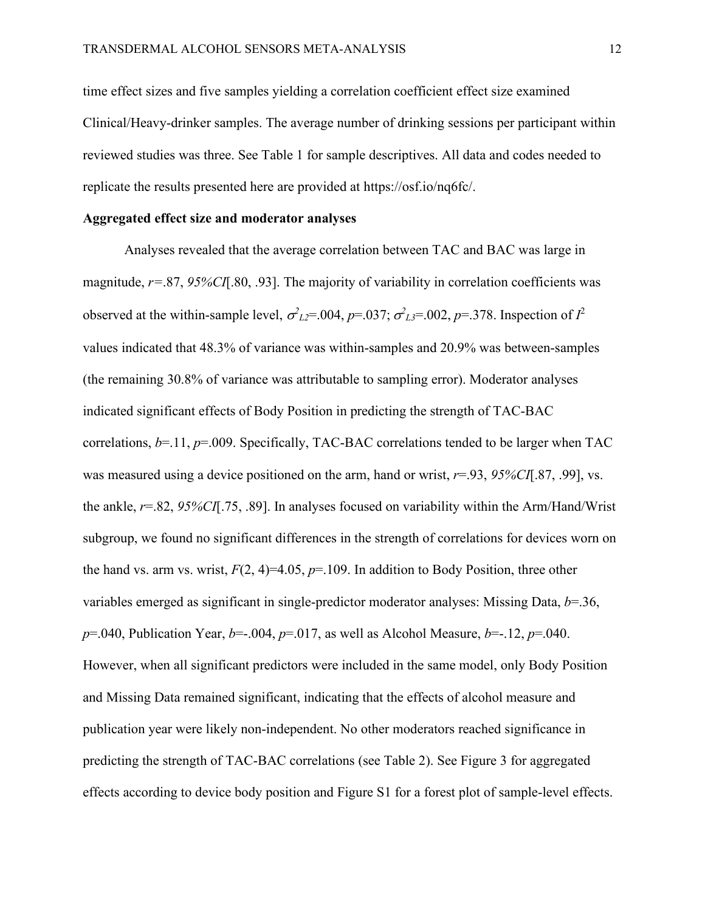time effect sizes and five samples yielding a correlation coefficient effect size examined Clinical/Heavy-drinker samples. The average number of drinking sessions per participant within reviewed studies was three. See Table 1 for sample descriptives. All data and codes needed to replicate the results presented here are provided at https://osf.io/nq6fc/.

**Aggregated effect size and moderator analyses**

Analyses revealed that the average correlation between TAC and BAC was large in magnitude, $r$=.87, *95%CI*[.80, .93]. The majority of variability in correlation coefficients was observed at the within-sample level, $\sigma^2_{L2}$=.004, $p$=.037; $\sigma^2_{L3}$=.002, $p$=.378. Inspection of $I^2$ values indicated that 48.3% of variance was within-samples and 20.9% was between-samples (the remaining 30.8% of variance was attributable to sampling error). Moderator analyses indicated significant effects of Body Position in predicting the strength of TAC-BAC correlations, $b$=.11, $p$=.009. Specifically, TAC-BAC correlations tended to be larger when TAC was measured using a device positioned on the arm, hand or wrist, $r$=.93, *95%CI*[.87, .99], vs. the ankle, $r$=.82, *95%CI*[.75, .89]. In analyses focused on variability within the Arm/Hand/Wrist subgroup, we found no significant differences in the strength of correlations for devices worn on the hand vs. arm vs. wrist, $F(2, 4)$=4.05, $p$=.109. In addition to Body Position, three other variables emerged as significant in single-predictor moderator analyses: Missing Data, $b$=.36, $p$=.040, Publication Year, $b$=-.004, $p$=.017, as well as Alcohol Measure, $b$=-.12, $p$=.040. However, when all significant predictors were included in the same model, only Body Position and Missing Data remained significant, indicating that the effects of alcohol measure and publication year were likely non-independent. No other moderators reached significance in predicting the strength of TAC-BAC correlations (see Table 2). See Figure 3 for aggregated effects according to device body position and Figure S1 for a forest plot of sample-level effects.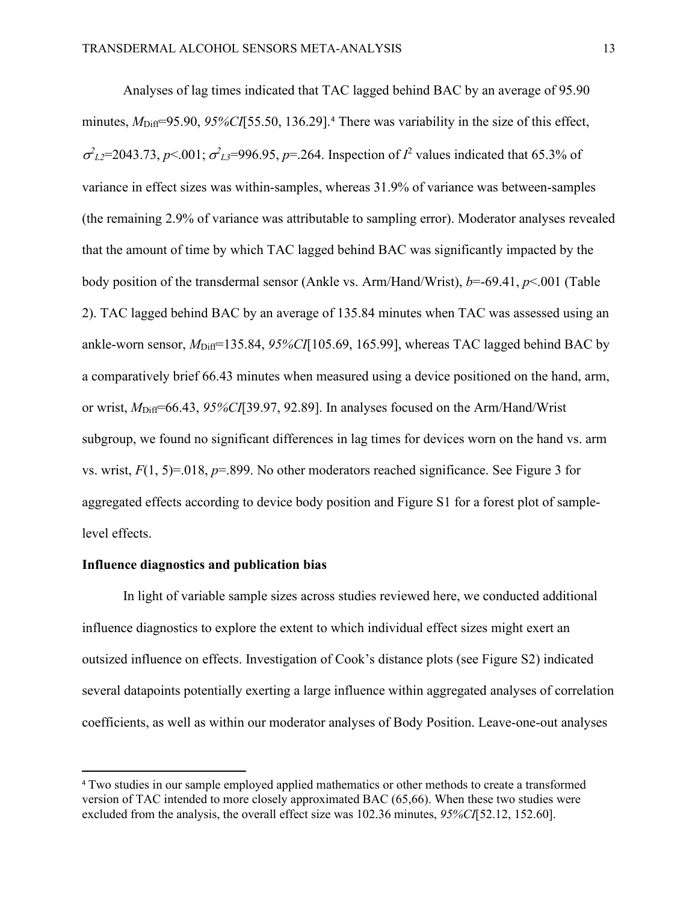Analyses of lag times indicated that TAC lagged behind BAC by an average of 95.90 minutes, $M_{\text{Diff}}$=95.90, *95%CI*[55.50, 136.29].[4] There was variability in the size of this effect, $\sigma^2_{L2}$=2043.73, $p$<.001; $\sigma^2_{L3}$=996.95, $p$=.264. Inspection of $I^2$ values indicated that 65.3% of variance in effect sizes was within-samples, whereas 31.9% of variance was between-samples (the remaining 2.9% of variance was attributable to sampling error). Moderator analyses revealed that the amount of time by which TAC lagged behind BAC was significantly impacted by the body position of the transdermal sensor (Ankle vs. Arm/Hand/Wrist), $b$=-69.41, $p$<.001 (Table 2). TAC lagged behind BAC by an average of 135.84 minutes when TAC was assessed using an ankle-worn sensor, $M_{\text{Diff}}$=135.84, *95%CI*[105.69, 165.99], whereas TAC lagged behind BAC by a comparatively brief 66.43 minutes when measured using a device positioned on the hand, arm, or wrist, $M_{\text{Diff}}$=66.43, *95%CI*[39.97, 92.89]. In analyses focused on the Arm/Hand/Wrist subgroup, we found no significant differences in lag times for devices worn on the hand vs. arm vs. wrist, $F$(1, 5)=.018, $p$=.899. No other moderators reached significance. See Figure 3 for aggregated effects according to device body position and Figure S1 for a forest plot of sample-level effects.

**Influence diagnostics and publication bias**

In light of variable sample sizes across studies reviewed here, we conducted additional influence diagnostics to explore the extent to which individual effect sizes might exert an outsized influence on effects. Investigation of Cook's distance plots (see Figure S2) indicated several datapoints potentially exerting a large influence within aggregated analyses of correlation coefficients, as well as within our moderator analyses of Body Position. Leave-one-out analyses

[4] Two studies in our sample employed applied mathematics or other methods to create a transformed version of TAC intended to more closely approximated BAC (65,66). When these two studies were excluded from the analysis, the overall effect size was 102.36 minutes, *95%CI*[52.12, 152.60].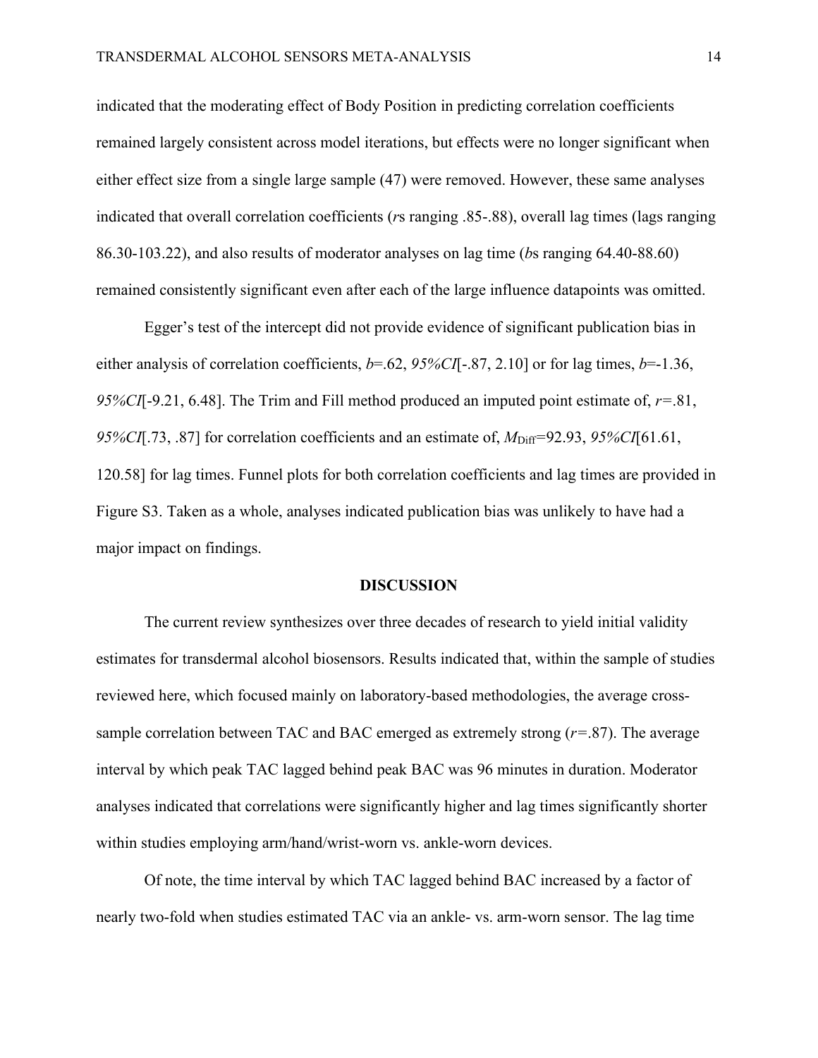indicated that the moderating effect of Body Position in predicting correlation coefficients remained largely consistent across model iterations, but effects were no longer significant when either effect size from a single large sample (47) were removed. However, these same analyses indicated that overall correlation coefficients (*r*s ranging .85-.88), overall lag times (lags ranging 86.30-103.22), and also results of moderator analyses on lag time (*b*s ranging 64.40-88.60) remained consistently significant even after each of the large influence datapoints was omitted.

Egger's test of the intercept did not provide evidence of significant publication bias in either analysis of correlation coefficients, $b$=.62, *95%CI*[-.87, 2.10] or for lag times, $b$=-1.36, *95%CI*[-9.21, 6.48]. The Trim and Fill method produced an imputed point estimate of, $r$=.81, *95%CI*[.73, .87] for correlation coefficients and an estimate of, $M_{\text{Diff}}$=92.93, *95%CI*[61.61, 120.58] for lag times. Funnel plots for both correlation coefficients and lag times are provided in Figure S3. Taken as a whole, analyses indicated publication bias was unlikely to have had a major impact on findings.

## DISCUSSION

The current review synthesizes over three decades of research to yield initial validity estimates for transdermal alcohol biosensors. Results indicated that, within the sample of studies reviewed here, which focused mainly on laboratory-based methodologies, the average cross-sample correlation between TAC and BAC emerged as extremely strong ($r$=.87). The average interval by which peak TAC lagged behind peak BAC was 96 minutes in duration. Moderator analyses indicated that correlations were significantly higher and lag times significantly shorter within studies employing arm/hand/wrist-worn vs. ankle-worn devices.

Of note, the time interval by which TAC lagged behind BAC increased by a factor of nearly two-fold when studies estimated TAC via an ankle- vs. arm-worn sensor. The lag time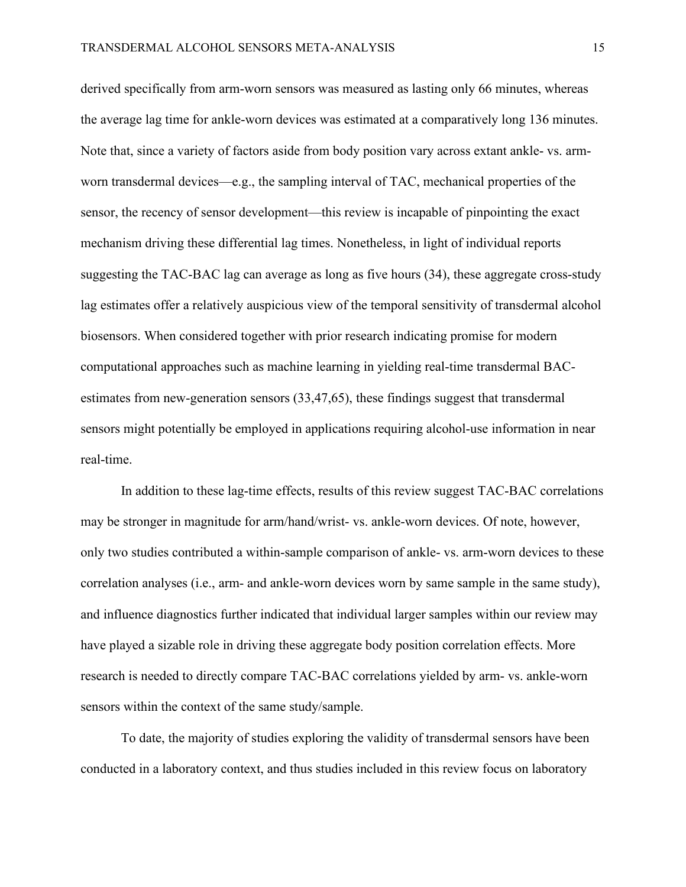derived specifically from arm-worn sensors was measured as lasting only 66 minutes, whereas the average lag time for ankle-worn devices was estimated at a comparatively long 136 minutes. Note that, since a variety of factors aside from body position vary across extant ankle- vs. arm-worn transdermal devices—e.g., the sampling interval of TAC, mechanical properties of the sensor, the recency of sensor development—this review is incapable of pinpointing the exact mechanism driving these differential lag times. Nonetheless, in light of individual reports suggesting the TAC-BAC lag can average as long as five hours (34), these aggregate cross-study lag estimates offer a relatively auspicious view of the temporal sensitivity of transdermal alcohol biosensors. When considered together with prior research indicating promise for modern computational approaches such as machine learning in yielding real-time transdermal BAC-estimates from new-generation sensors (33,47,65), these findings suggest that transdermal sensors might potentially be employed in applications requiring alcohol-use information in near real-time.

In addition to these lag-time effects, results of this review suggest TAC-BAC correlations may be stronger in magnitude for arm/hand/wrist- vs. ankle-worn devices. Of note, however, only two studies contributed a within-sample comparison of ankle- vs. arm-worn devices to these correlation analyses (i.e., arm- and ankle-worn devices worn by same sample in the same study), and influence diagnostics further indicated that individual larger samples within our review may have played a sizable role in driving these aggregate body position correlation effects. More research is needed to directly compare TAC-BAC correlations yielded by arm- vs. ankle-worn sensors within the context of the same study/sample.

To date, the majority of studies exploring the validity of transdermal sensors have been conducted in a laboratory context, and thus studies included in this review focus on laboratory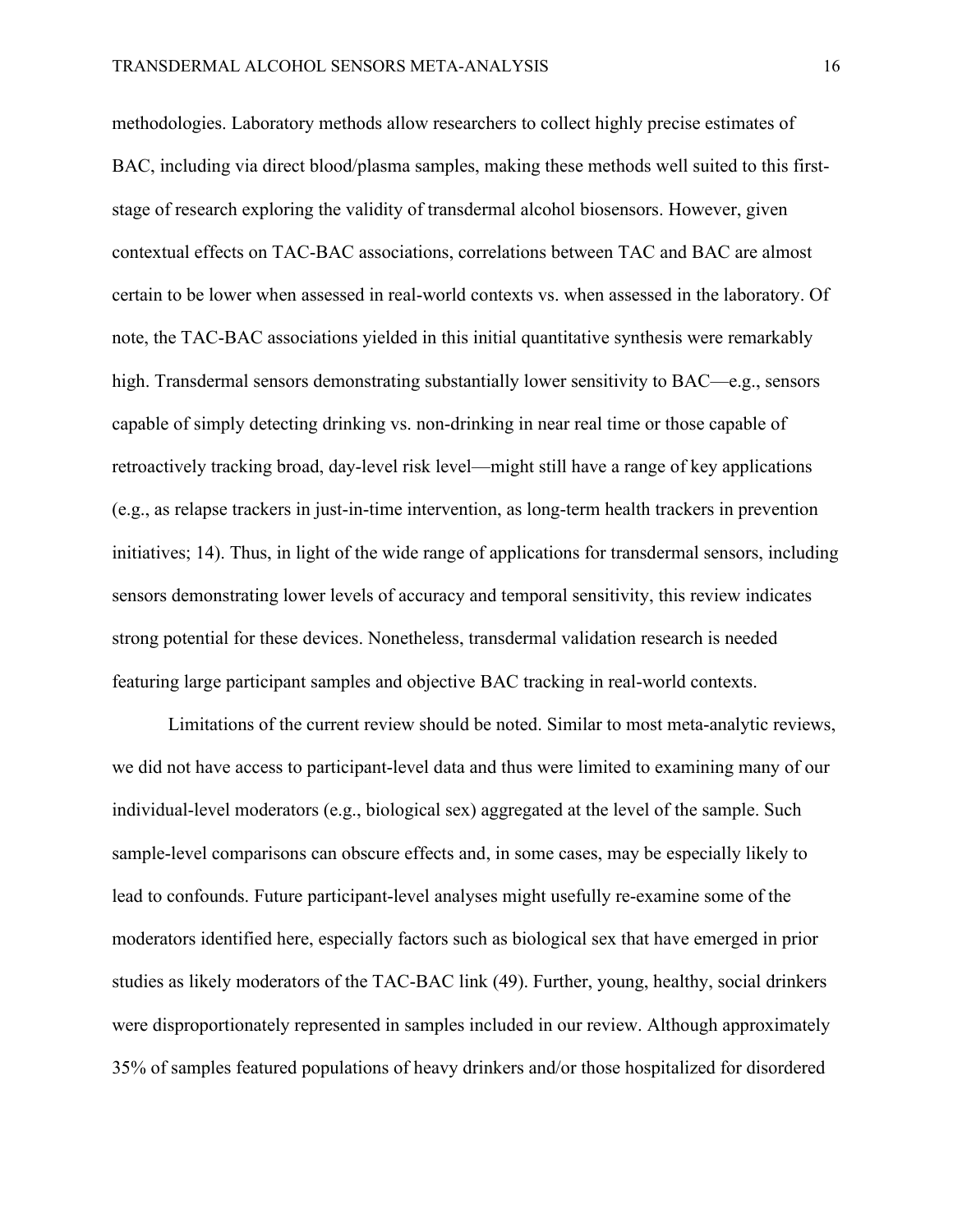methodologies. Laboratory methods allow researchers to collect highly precise estimates of BAC, including via direct blood/plasma samples, making these methods well suited to this first-stage of research exploring the validity of transdermal alcohol biosensors. However, given contextual effects on TAC-BAC associations, correlations between TAC and BAC are almost certain to be lower when assessed in real-world contexts vs. when assessed in the laboratory. Of note, the TAC-BAC associations yielded in this initial quantitative synthesis were remarkably high. Transdermal sensors demonstrating substantially lower sensitivity to BAC—e.g., sensors capable of simply detecting drinking vs. non-drinking in near real time or those capable of retroactively tracking broad, day-level risk level—might still have a range of key applications (e.g., as relapse trackers in just-in-time intervention, as long-term health trackers in prevention initiatives; 14). Thus, in light of the wide range of applications for transdermal sensors, including sensors demonstrating lower levels of accuracy and temporal sensitivity, this review indicates strong potential for these devices. Nonetheless, transdermal validation research is needed featuring large participant samples and objective BAC tracking in real-world contexts.

Limitations of the current review should be noted. Similar to most meta-analytic reviews, we did not have access to participant-level data and thus were limited to examining many of our individual-level moderators (e.g., biological sex) aggregated at the level of the sample. Such sample-level comparisons can obscure effects and, in some cases, may be especially likely to lead to confounds. Future participant-level analyses might usefully re-examine some of the moderators identified here, especially factors such as biological sex that have emerged in prior studies as likely moderators of the TAC-BAC link (49). Further, young, healthy, social drinkers were disproportionately represented in samples included in our review. Although approximately 35% of samples featured populations of heavy drinkers and/or those hospitalized for disordered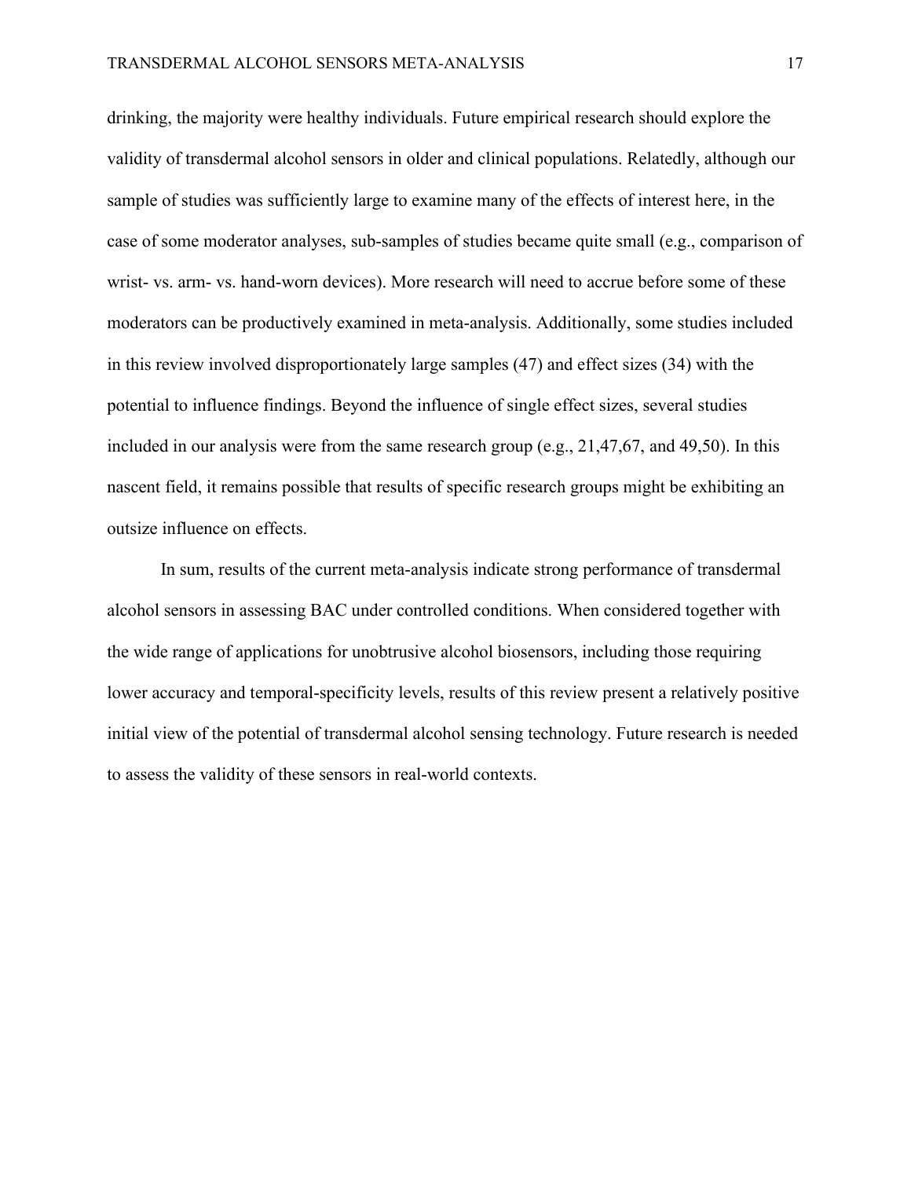drinking, the majority were healthy individuals. Future empirical research should explore the validity of transdermal alcohol sensors in older and clinical populations. Relatedly, although our sample of studies was sufficiently large to examine many of the effects of interest here, in the case of some moderator analyses, sub-samples of studies became quite small (e.g., comparison of wrist- vs. arm- vs. hand-worn devices). More research will need to accrue before some of these moderators can be productively examined in meta-analysis. Additionally, some studies included in this review involved disproportionately large samples (47) and effect sizes (34) with the potential to influence findings. Beyond the influence of single effect sizes, several studies included in our analysis were from the same research group (e.g., 21,47,67, and 49,50). In this nascent field, it remains possible that results of specific research groups might be exhibiting an outsize influence on effects.

In sum, results of the current meta-analysis indicate strong performance of transdermal alcohol sensors in assessing BAC under controlled conditions. When considered together with the wide range of applications for unobtrusive alcohol biosensors, including those requiring lower accuracy and temporal-specificity levels, results of this review present a relatively positive initial view of the potential of transdermal alcohol sensing technology. Future research is needed to assess the validity of these sensors in real-world contexts.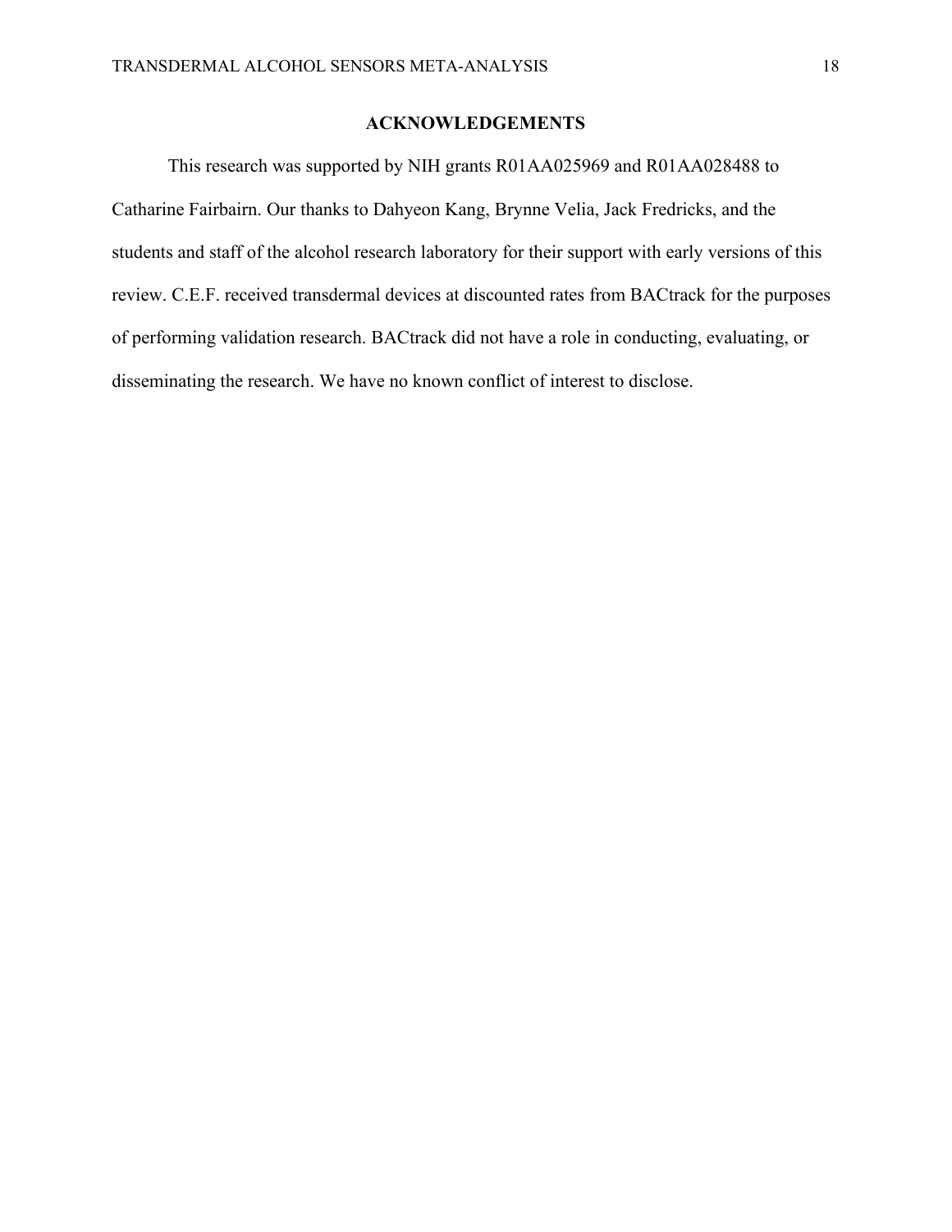## ACKNOWLEDGEMENTS

This research was supported by NIH grants R01AA025969 and R01AA028488 to Catharine Fairbairn. Our thanks to Dahyeon Kang, Brynne Velia, Jack Fredricks, and the students and staff of the alcohol research laboratory for their support with early versions of this review. C.E.F. received transdermal devices at discounted rates from BACtrack for the purposes of performing validation research. BACtrack did not have a role in conducting, evaluating, or disseminating the research. We have no known conflict of interest to disclose.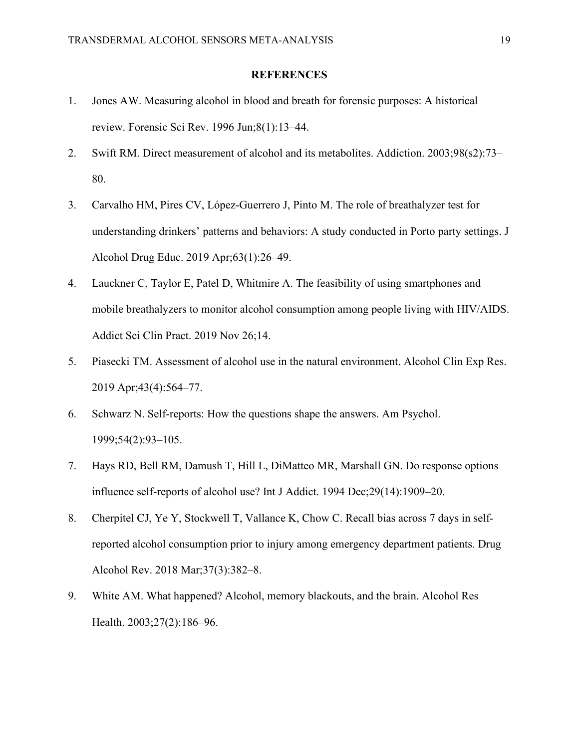## REFERENCES

1. Jones AW. Measuring alcohol in blood and breath for forensic purposes: A historical review. Forensic Sci Rev. 1996 Jun;8(1):13–44.
2. Swift RM. Direct measurement of alcohol and its metabolites. Addiction. 2003;98(s2):73–80.
3. Carvalho HM, Pires CV, López-Guerrero J, Pinto M. The role of breathalyzer test for understanding drinkers' patterns and behaviors: A study conducted in Porto party settings. J Alcohol Drug Educ. 2019 Apr;63(1):26–49.
4. Lauckner C, Taylor E, Patel D, Whitmire A. The feasibility of using smartphones and mobile breathalyzers to monitor alcohol consumption among people living with HIV/AIDS. Addict Sci Clin Pract. 2019 Nov 26;14.
5. Piasecki TM. Assessment of alcohol use in the natural environment. Alcohol Clin Exp Res. 2019 Apr;43(4):564–77.
6. Schwarz N. Self-reports: How the questions shape the answers. Am Psychol. 1999;54(2):93–105.
7. Hays RD, Bell RM, Damush T, Hill L, DiMatteo MR, Marshall GN. Do response options influence self-reports of alcohol use? Int J Addict. 1994 Dec;29(14):1909–20.
8. Cherpitel CJ, Ye Y, Stockwell T, Vallance K, Chow C. Recall bias across 7 days in self-reported alcohol consumption prior to injury among emergency department patients. Drug Alcohol Rev. 2018 Mar;37(3):382–8.
9. White AM. What happened? Alcohol, memory blackouts, and the brain. Alcohol Res Health. 2003;27(2):186–96.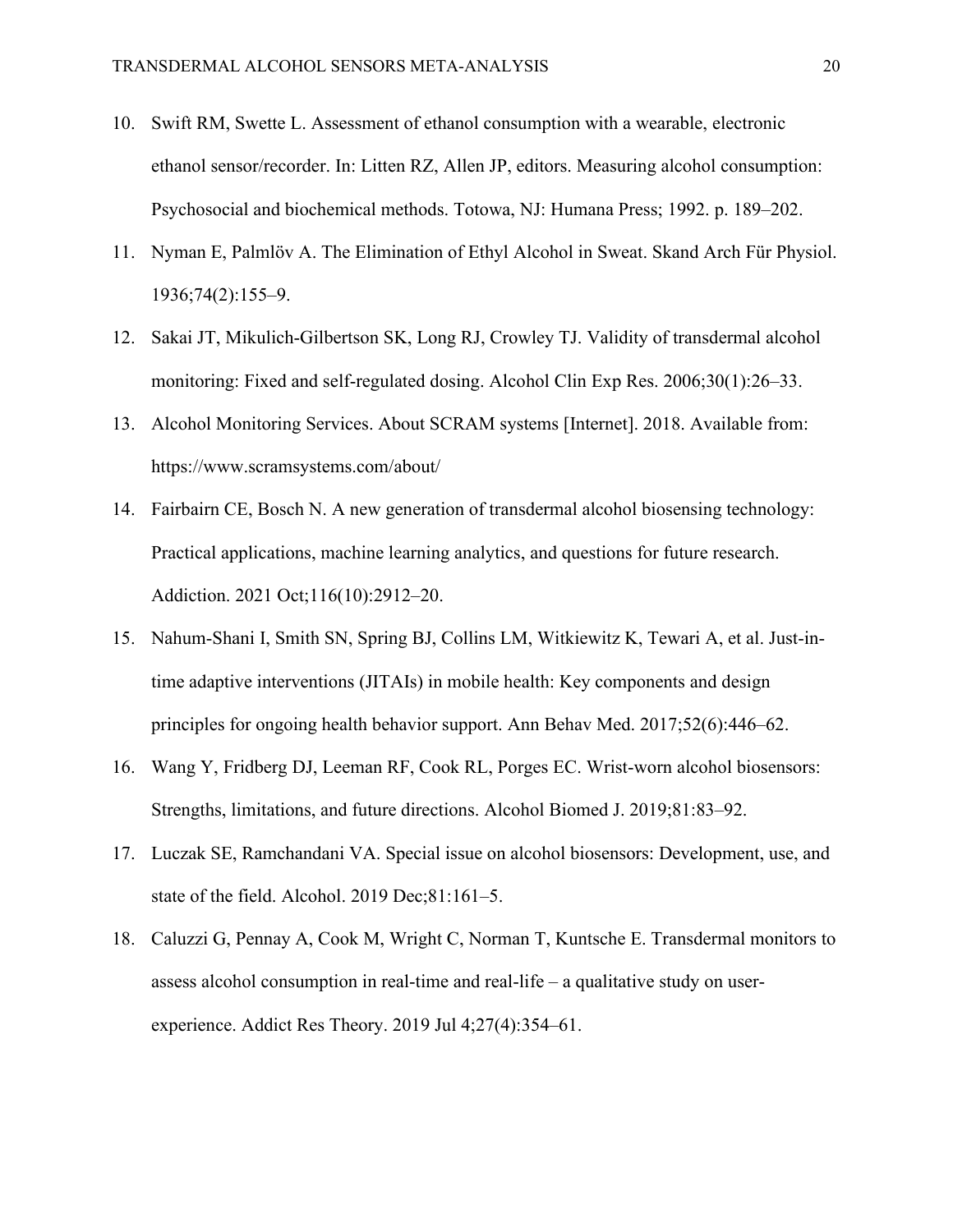10. Swift RM, Swette L. Assessment of ethanol consumption with a wearable, electronic ethanol sensor/recorder. In: Litten RZ, Allen JP, editors. Measuring alcohol consumption: Psychosocial and biochemical methods. Totowa, NJ: Humana Press; 1992. p. 189–202.
11. Nyman E, Palmlöv A. The Elimination of Ethyl Alcohol in Sweat. Skand Arch Für Physiol. 1936;74(2):155–9.
12. Sakai JT, Mikulich-Gilbertson SK, Long RJ, Crowley TJ. Validity of transdermal alcohol monitoring: Fixed and self-regulated dosing. Alcohol Clin Exp Res. 2006;30(1):26–33.
13. Alcohol Monitoring Services. About SCRAM systems [Internet]. 2018. Available from: https://www.scramsystems.com/about/
14. Fairbairn CE, Bosch N. A new generation of transdermal alcohol biosensing technology: Practical applications, machine learning analytics, and questions for future research. Addiction. 2021 Oct;116(10):2912–20.
15. Nahum-Shani I, Smith SN, Spring BJ, Collins LM, Witkiewitz K, Tewari A, et al. Just-in-time adaptive interventions (JITAIs) in mobile health: Key components and design principles for ongoing health behavior support. Ann Behav Med. 2017;52(6):446–62.
16. Wang Y, Fridberg DJ, Leeman RF, Cook RL, Porges EC. Wrist-worn alcohol biosensors: Strengths, limitations, and future directions. Alcohol Biomed J. 2019;81:83–92.
17. Luczak SE, Ramchandani VA. Special issue on alcohol biosensors: Development, use, and state of the field. Alcohol. 2019 Dec;81:161–5.
18. Caluzzi G, Pennay A, Cook M, Wright C, Norman T, Kuntsche E. Transdermal monitors to assess alcohol consumption in real-time and real-life – a qualitative study on user-experience. Addict Res Theory. 2019 Jul 4;27(4):354–61.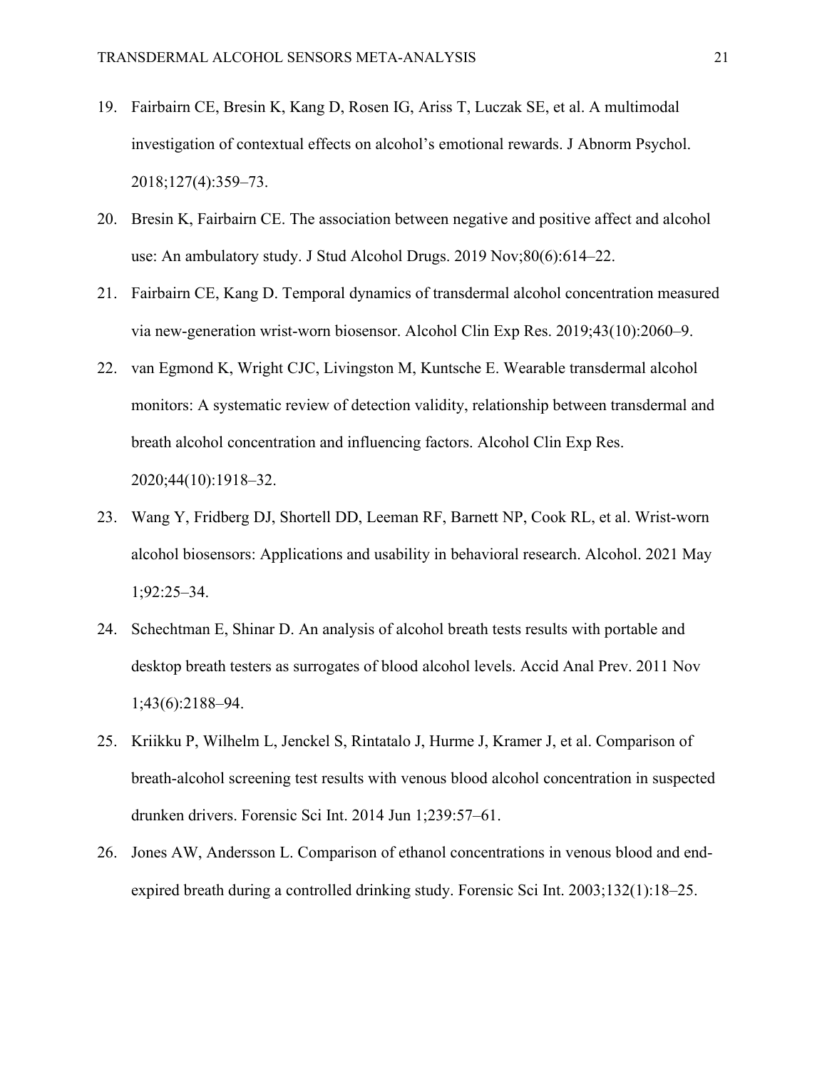19. Fairbairn CE, Bresin K, Kang D, Rosen IG, Ariss T, Luczak SE, et al. A multimodal investigation of contextual effects on alcohol's emotional rewards. J Abnorm Psychol. 2018;127(4):359–73.
20. Bresin K, Fairbairn CE. The association between negative and positive affect and alcohol use: An ambulatory study. J Stud Alcohol Drugs. 2019 Nov;80(6):614–22.
21. Fairbairn CE, Kang D. Temporal dynamics of transdermal alcohol concentration measured via new-generation wrist-worn biosensor. Alcohol Clin Exp Res. 2019;43(10):2060–9.
22. van Egmond K, Wright CJC, Livingston M, Kuntsche E. Wearable transdermal alcohol monitors: A systematic review of detection validity, relationship between transdermal and breath alcohol concentration and influencing factors. Alcohol Clin Exp Res. 2020;44(10):1918–32.
23. Wang Y, Fridberg DJ, Shortell DD, Leeman RF, Barnett NP, Cook RL, et al. Wrist-worn alcohol biosensors: Applications and usability in behavioral research. Alcohol. 2021 May 1;92:25–34.
24. Schechtman E, Shinar D. An analysis of alcohol breath tests results with portable and desktop breath testers as surrogates of blood alcohol levels. Accid Anal Prev. 2011 Nov 1;43(6):2188–94.
25. Kriikku P, Wilhelm L, Jenckel S, Rintatalo J, Hurme J, Kramer J, et al. Comparison of breath-alcohol screening test results with venous blood alcohol concentration in suspected drunken drivers. Forensic Sci Int. 2014 Jun 1;239:57–61.
26. Jones AW, Andersson L. Comparison of ethanol concentrations in venous blood and end-expired breath during a controlled drinking study. Forensic Sci Int. 2003;132(1):18–25.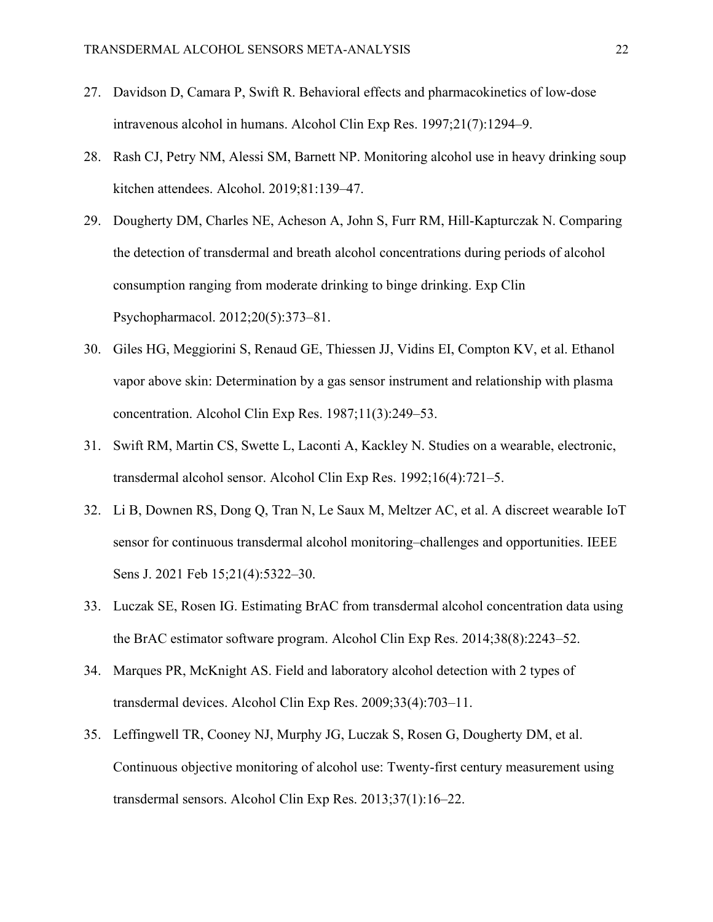27. Davidson D, Camara P, Swift R. Behavioral effects and pharmacokinetics of low-dose intravenous alcohol in humans. Alcohol Clin Exp Res. 1997;21(7):1294–9.
28. Rash CJ, Petry NM, Alessi SM, Barnett NP. Monitoring alcohol use in heavy drinking soup kitchen attendees. Alcohol. 2019;81:139–47.
29. Dougherty DM, Charles NE, Acheson A, John S, Furr RM, Hill-Kapturczak N. Comparing the detection of transdermal and breath alcohol concentrations during periods of alcohol consumption ranging from moderate drinking to binge drinking. Exp Clin Psychopharmacol. 2012;20(5):373–81.
30. Giles HG, Meggiorini S, Renaud GE, Thiessen JJ, Vidins EI, Compton KV, et al. Ethanol vapor above skin: Determination by a gas sensor instrument and relationship with plasma concentration. Alcohol Clin Exp Res. 1987;11(3):249–53.
31. Swift RM, Martin CS, Swette L, Laconti A, Kackley N. Studies on a wearable, electronic, transdermal alcohol sensor. Alcohol Clin Exp Res. 1992;16(4):721–5.
32. Li B, Downen RS, Dong Q, Tran N, Le Saux M, Meltzer AC, et al. A discreet wearable IoT sensor for continuous transdermal alcohol monitoring–challenges and opportunities. IEEE Sens J. 2021 Feb 15;21(4):5322–30.
33. Luczak SE, Rosen IG. Estimating BrAC from transdermal alcohol concentration data using the BrAC estimator software program. Alcohol Clin Exp Res. 2014;38(8):2243–52.
34. Marques PR, McKnight AS. Field and laboratory alcohol detection with 2 types of transdermal devices. Alcohol Clin Exp Res. 2009;33(4):703–11.
35. Leffingwell TR, Cooney NJ, Murphy JG, Luczak S, Rosen G, Dougherty DM, et al. Continuous objective monitoring of alcohol use: Twenty-first century measurement using transdermal sensors. Alcohol Clin Exp Res. 2013;37(1):16–22.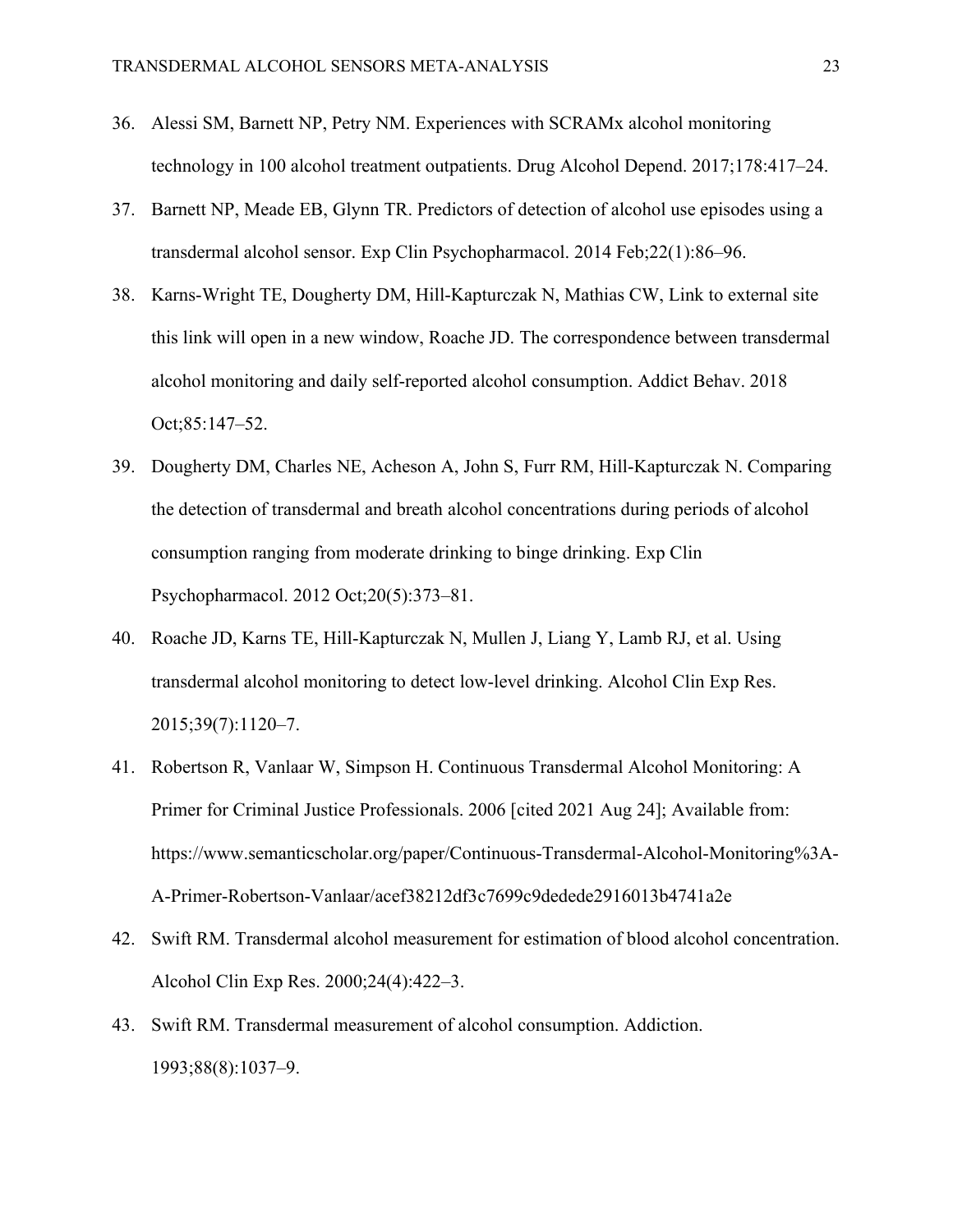36. Alessi SM, Barnett NP, Petry NM. Experiences with SCRAMx alcohol monitoring technology in 100 alcohol treatment outpatients. Drug Alcohol Depend. 2017;178:417–24.
37. Barnett NP, Meade EB, Glynn TR. Predictors of detection of alcohol use episodes using a transdermal alcohol sensor. Exp Clin Psychopharmacol. 2014 Feb;22(1):86–96.
38. Karns-Wright TE, Dougherty DM, Hill-Kapturczak N, Mathias CW, Link to external site this link will open in a new window, Roache JD. The correspondence between transdermal alcohol monitoring and daily self-reported alcohol consumption. Addict Behav. 2018 Oct;85:147–52.
39. Dougherty DM, Charles NE, Acheson A, John S, Furr RM, Hill-Kapturczak N. Comparing the detection of transdermal and breath alcohol concentrations during periods of alcohol consumption ranging from moderate drinking to binge drinking. Exp Clin Psychopharmacol. 2012 Oct;20(5):373–81.
40. Roache JD, Karns TE, Hill-Kapturczak N, Mullen J, Liang Y, Lamb RJ, et al. Using transdermal alcohol monitoring to detect low-level drinking. Alcohol Clin Exp Res. 2015;39(7):1120–7.
41. Robertson R, Vanlaar W, Simpson H. Continuous Transdermal Alcohol Monitoring: A Primer for Criminal Justice Professionals. 2006 [cited 2021 Aug 24]; Available from: https://www.semanticscholar.org/paper/Continuous-Transdermal-Alcohol-Monitoring%3A-A-Primer-Robertson-Vanlaar/acef38212df3c7699c9dedede2916013b4741a2e
42. Swift RM. Transdermal alcohol measurement for estimation of blood alcohol concentration. Alcohol Clin Exp Res. 2000;24(4):422–3.
43. Swift RM. Transdermal measurement of alcohol consumption. Addiction. 1993;88(8):1037–9.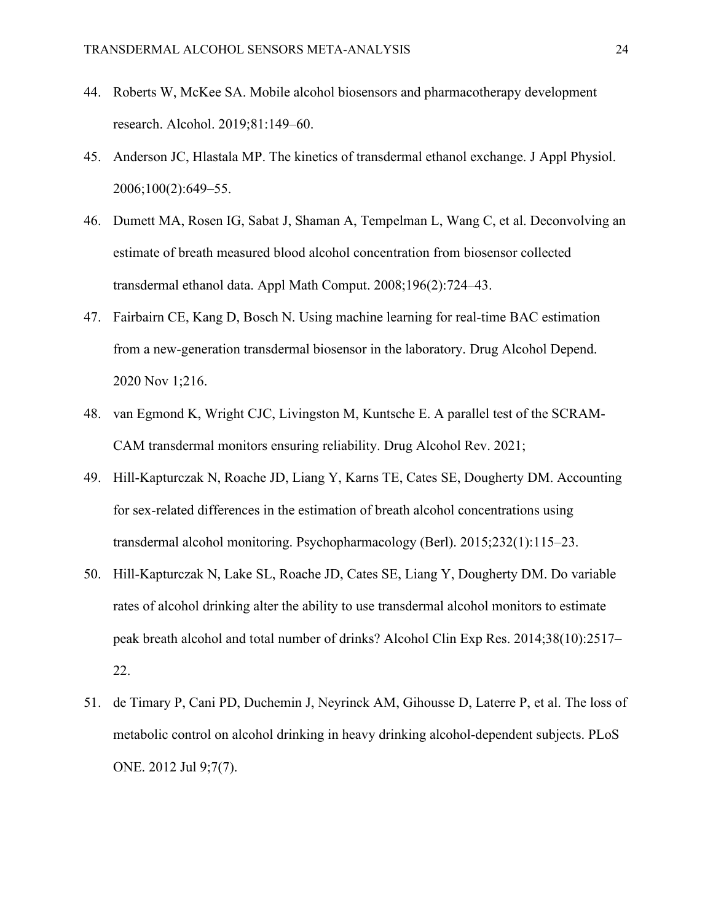44. Roberts W, McKee SA. Mobile alcohol biosensors and pharmacotherapy development research. Alcohol. 2019;81:149–60.
45. Anderson JC, Hlastala MP. The kinetics of transdermal ethanol exchange. J Appl Physiol. 2006;100(2):649–55.
46. Dumett MA, Rosen IG, Sabat J, Shaman A, Tempelman L, Wang C, et al. Deconvolving an estimate of breath measured blood alcohol concentration from biosensor collected transdermal ethanol data. Appl Math Comput. 2008;196(2):724–43.
47. Fairbairn CE, Kang D, Bosch N. Using machine learning for real-time BAC estimation from a new-generation transdermal biosensor in the laboratory. Drug Alcohol Depend. 2020 Nov 1;216.
48. van Egmond K, Wright CJC, Livingston M, Kuntsche E. A parallel test of the SCRAM-CAM transdermal monitors ensuring reliability. Drug Alcohol Rev. 2021;
49. Hill-Kapturczak N, Roache JD, Liang Y, Karns TE, Cates SE, Dougherty DM. Accounting for sex-related differences in the estimation of breath alcohol concentrations using transdermal alcohol monitoring. Psychopharmacology (Berl). 2015;232(1):115–23.
50. Hill-Kapturczak N, Lake SL, Roache JD, Cates SE, Liang Y, Dougherty DM. Do variable rates of alcohol drinking alter the ability to use transdermal alcohol monitors to estimate peak breath alcohol and total number of drinks? Alcohol Clin Exp Res. 2014;38(10):2517–22.
51. de Timary P, Cani PD, Duchemin J, Neyrinck AM, Gihousse D, Laterre P, et al. The loss of metabolic control on alcohol drinking in heavy drinking alcohol-dependent subjects. PLoS ONE. 2012 Jul 9;7(7).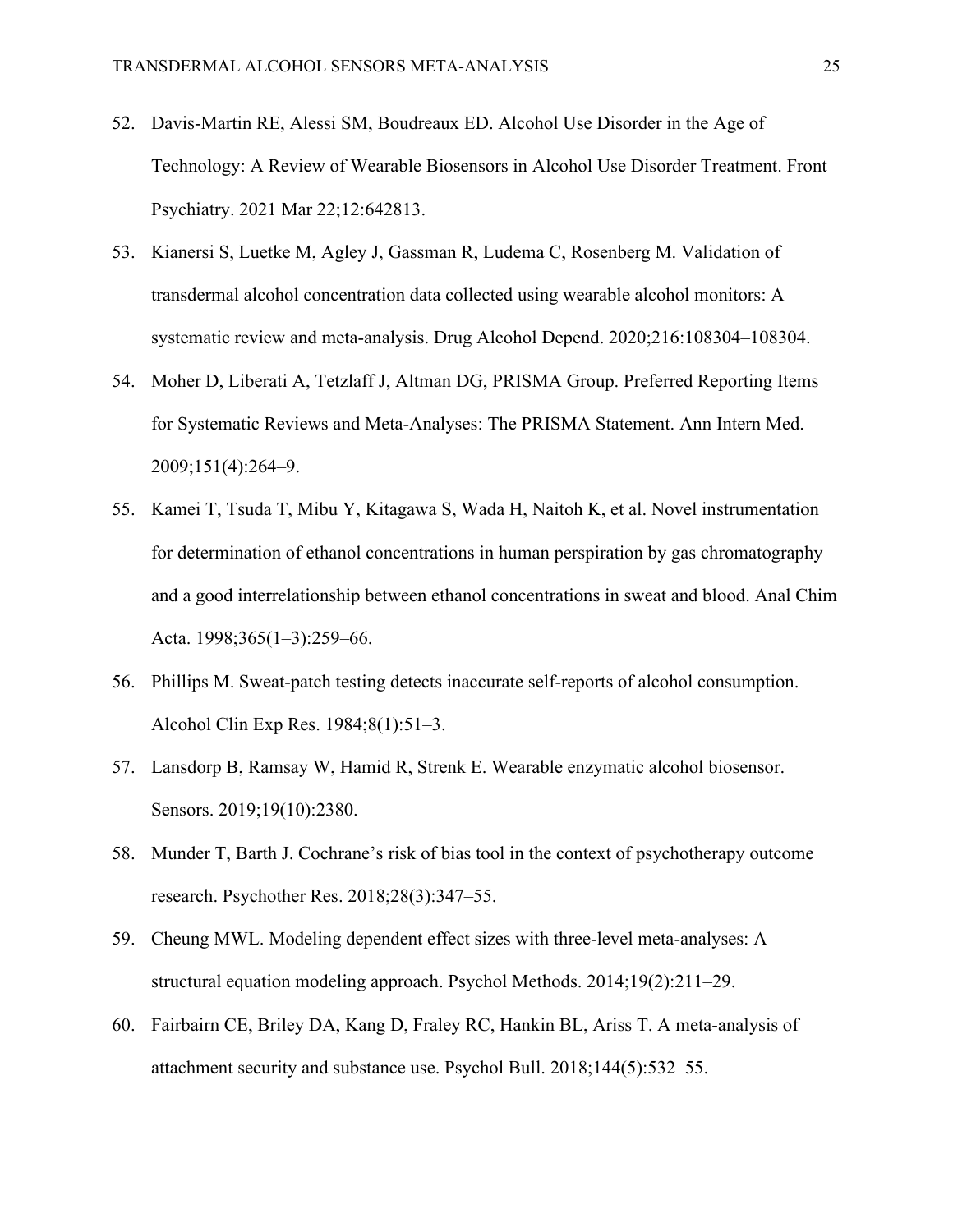52. Davis-Martin RE, Alessi SM, Boudreaux ED. Alcohol Use Disorder in the Age of Technology: A Review of Wearable Biosensors in Alcohol Use Disorder Treatment. Front Psychiatry. 2021 Mar 22;12:642813.
53. Kianersi S, Luetke M, Agley J, Gassman R, Ludema C, Rosenberg M. Validation of transdermal alcohol concentration data collected using wearable alcohol monitors: A systematic review and meta-analysis. Drug Alcohol Depend. 2020;216:108304–108304.
54. Moher D, Liberati A, Tetzlaff J, Altman DG, PRISMA Group. Preferred Reporting Items for Systematic Reviews and Meta-Analyses: The PRISMA Statement. Ann Intern Med. 2009;151(4):264–9.
55. Kamei T, Tsuda T, Mibu Y, Kitagawa S, Wada H, Naitoh K, et al. Novel instrumentation for determination of ethanol concentrations in human perspiration by gas chromatography and a good interrelationship between ethanol concentrations in sweat and blood. Anal Chim Acta. 1998;365(1–3):259–66.
56. Phillips M. Sweat-patch testing detects inaccurate self-reports of alcohol consumption. Alcohol Clin Exp Res. 1984;8(1):51–3.
57. Lansdorp B, Ramsay W, Hamid R, Strenk E. Wearable enzymatic alcohol biosensor. Sensors. 2019;19(10):2380.
58. Munder T, Barth J. Cochrane's risk of bias tool in the context of psychotherapy outcome research. Psychother Res. 2018;28(3):347–55.
59. Cheung MWL. Modeling dependent effect sizes with three-level meta-analyses: A structural equation modeling approach. Psychol Methods. 2014;19(2):211–29.
60. Fairbairn CE, Briley DA, Kang D, Fraley RC, Hankin BL, Ariss T. A meta-analysis of attachment security and substance use. Psychol Bull. 2018;144(5):532–55.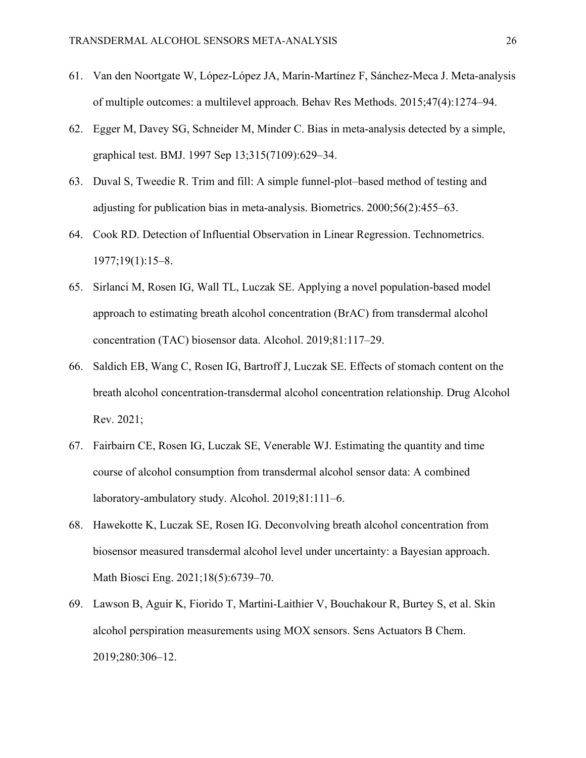61. Van den Noortgate W, López-López JA, Marín-Martínez F, Sánchez-Meca J. Meta-analysis of multiple outcomes: a multilevel approach. Behav Res Methods. 2015;47(4):1274–94.
62. Egger M, Davey SG, Schneider M, Minder C. Bias in meta-analysis detected by a simple, graphical test. BMJ. 1997 Sep 13;315(7109):629–34.
63. Duval S, Tweedie R. Trim and fill: A simple funnel-plot–based method of testing and adjusting for publication bias in meta-analysis. Biometrics. 2000;56(2):455–63.
64. Cook RD. Detection of Influential Observation in Linear Regression. Technometrics. 1977;19(1):15–8.
65. Sirlanci M, Rosen IG, Wall TL, Luczak SE. Applying a novel population-based model approach to estimating breath alcohol concentration (BrAC) from transdermal alcohol concentration (TAC) biosensor data. Alcohol. 2019;81:117–29.
66. Saldich EB, Wang C, Rosen IG, Bartroff J, Luczak SE. Effects of stomach content on the breath alcohol concentration-transdermal alcohol concentration relationship. Drug Alcohol Rev. 2021;
67. Fairbairn CE, Rosen IG, Luczak SE, Venerable WJ. Estimating the quantity and time course of alcohol consumption from transdermal alcohol sensor data: A combined laboratory-ambulatory study. Alcohol. 2019;81:111–6.
68. Hawekotte K, Luczak SE, Rosen IG. Deconvolving breath alcohol concentration from biosensor measured transdermal alcohol level under uncertainty: a Bayesian approach. Math Biosci Eng. 2021;18(5):6739–70.
69. Lawson B, Aguir K, Fiorido T, Martini-Laithier V, Bouchakour R, Burtey S, et al. Skin alcohol perspiration measurements using MOX sensors. Sens Actuators B Chem. 2019;280:306–12.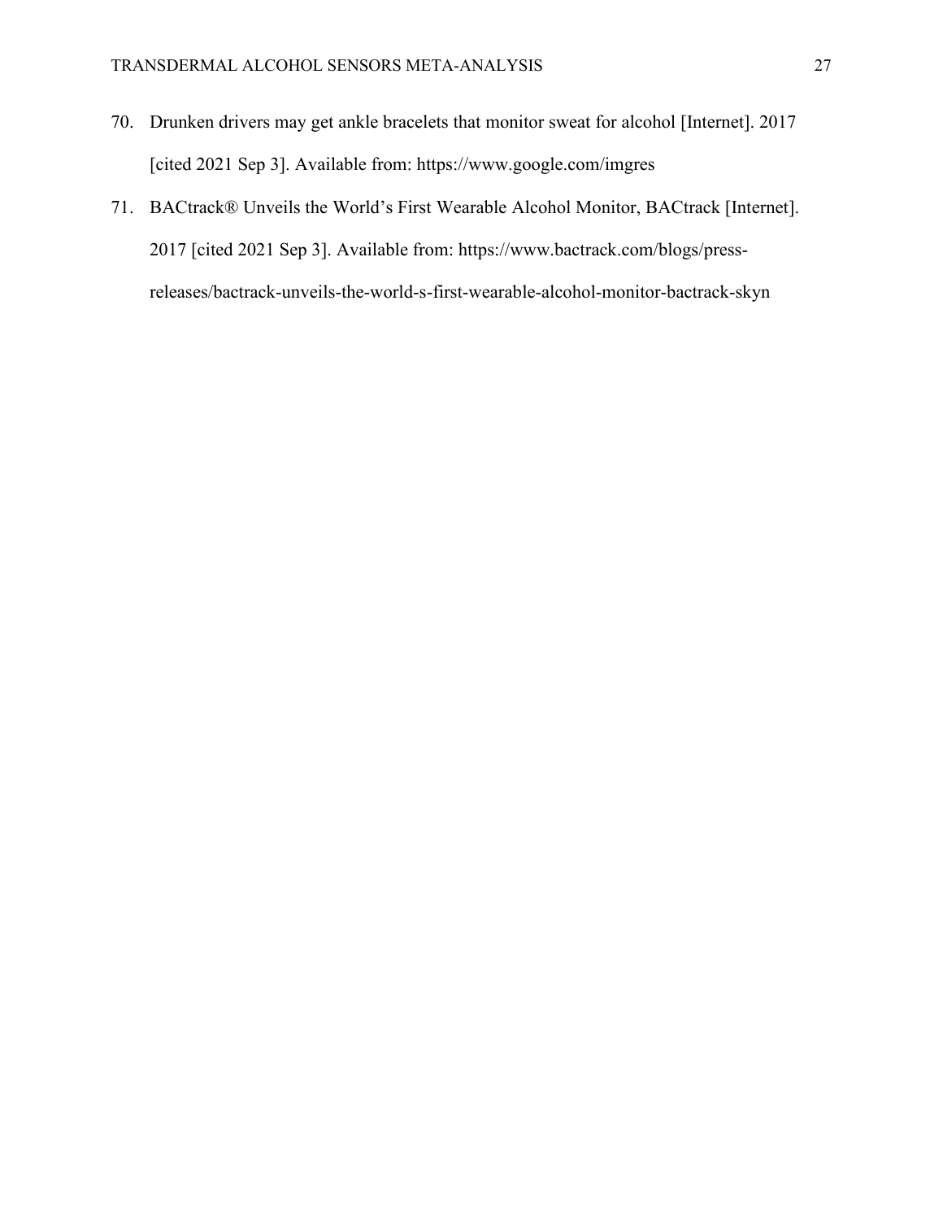70. Drunken drivers may get ankle bracelets that monitor sweat for alcohol [Internet]. 2017 [cited 2021 Sep 3]. Available from: https://www.google.com/imgres

71. BACtrack® Unveils the World's First Wearable Alcohol Monitor, BACtrack [Internet]. 2017 [cited 2021 Sep 3]. Available from: https://www.bactrack.com/blogs/press-releases/bactrack-unveils-the-world-s-first-wearable-alcohol-monitor-bactrack-skyn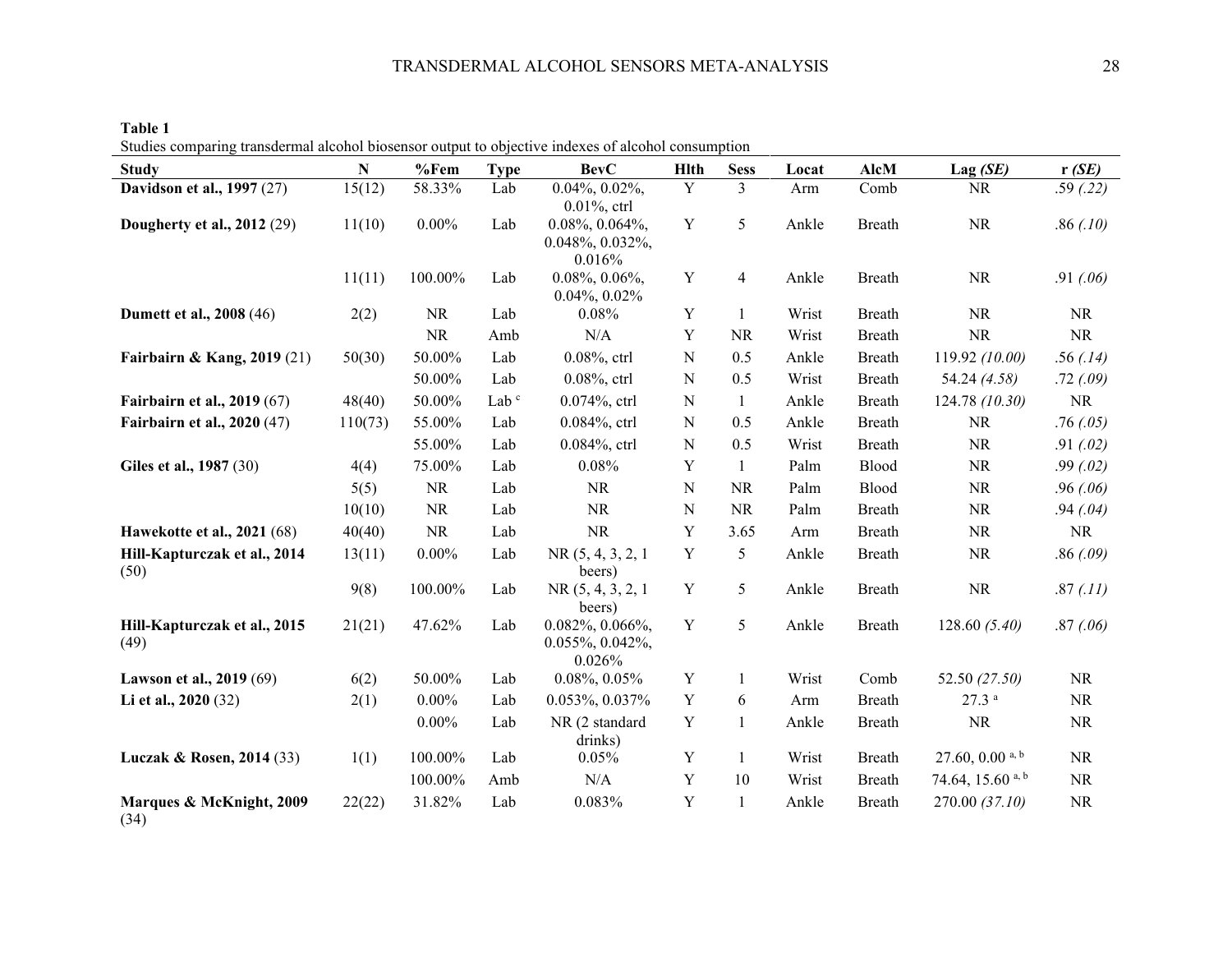**Table 1**

Studies comparing transdermal alcohol biosensor output to objective indexes of alcohol consumption

| Study | N | %Fem | Type | BevC | Hlth | Sess | Locat | AlcM | Lag *(SE)* | r *(SE)* |
|---|---|---|---|---|---|---|---|---|---|---|
| **Davidson et al., 1997** (27) | 15(12) | 58.33% | Lab | 0.04%, 0.02%, 0.01%, ctrl | Y | 3 | Arm | Comb | NR | .59 *(.22)* |
| **Dougherty et al., 2012** (29) | 11(10) | 0.00% | Lab | 0.08%, 0.064%, 0.048%, 0.032%, 0.016% | Y | 5 | Ankle | Breath | NR | .86 *(.10)* |
| | 11(11) | 100.00% | Lab | 0.08%, 0.06%, 0.04%, 0.02% | Y | 4 | Ankle | Breath | NR | .91 *(.06)* |
| **Dumett et al., 2008** (46) | 2(2) | NR | Lab | 0.08% | Y | 1 | Wrist | Breath | NR | NR |
| | | NR | Amb | N/A | Y | NR | Wrist | Breath | NR | NR |
| **Fairbairn & Kang, 2019** (21) | 50(30) | 50.00% | Lab | 0.08%, ctrl | N | 0.5 | Ankle | Breath | 119.92 *(10.00)* | .56 *(.14)* |
| | | 50.00% | Lab | 0.08%, ctrl | N | 0.5 | Wrist | Breath | 54.24 *(4.58)* | .72 *(.09)* |
| **Fairbairn et al., 2019** (67) | 48(40) | 50.00% | Lab [c] | 0.074%, ctrl | N | 1 | Ankle | Breath | 124.78 *(10.30)* | NR |
| **Fairbairn et al., 2020** (47) | 110(73) | 55.00% | Lab | 0.084%, ctrl | N | 0.5 | Ankle | Breath | NR | .76 *(.05)* |
| | | 55.00% | Lab | 0.084%, ctrl | N | 0.5 | Wrist | Breath | NR | .91 *(.02)* |
| **Giles et al., 1987** (30) | 4(4) | 75.00% | Lab | 0.08% | Y | 1 | Palm | Blood | NR | .99 *(.02)* |
| | 5(5) | NR | Lab | NR | N | NR | Palm | Blood | NR | .96 *(.06)* |
| | 10(10) | NR | Lab | NR | N | NR | Palm | Breath | NR | .94 *(.04)* |
| **Hawekotte et al., 2021** (68) | 40(40) | NR | Lab | NR | Y | 3.65 | Arm | Breath | NR | NR |
| **Hill-Kapturczak et al., 2014** (50) | 13(11) | 0.00% | Lab | NR (5, 4, 3, 2, 1 beers) | Y | 5 | Ankle | Breath | NR | .86 *(.09)* |
| | 9(8) | 100.00% | Lab | NR (5, 4, 3, 2, 1 beers) | Y | 5 | Ankle | Breath | NR | .87 *(.11)* |
| **Hill-Kapturczak et al., 2015** (49) | 21(21) | 47.62% | Lab | 0.082%, 0.066%, 0.055%, 0.042%, 0.026% | Y | 5 | Ankle | Breath | 128.60 *(5.40)* | .87 *(.06)* |
| **Lawson et al., 2019** (69) | 6(2) | 50.00% | Lab | 0.08%, 0.05% | Y | 1 | Wrist | Comb | 52.50 *(27.50)* | NR |
| **Li et al., 2020** (32) | 2(1) | 0.00% | Lab | 0.053%, 0.037% | Y | 6 | Arm | Breath | 27.3 [a] | NR |
| | | 0.00% | Lab | NR (2 standard drinks) | Y | 1 | Ankle | Breath | NR | NR |
| **Luczak & Rosen, 2014** (33) | 1(1) | 100.00% | Lab | 0.05% | Y | 1 | Wrist | Breath | 27.60, 0.00 [a, b] | NR |
| | | 100.00% | Amb | N/A | Y | 10 | Wrist | Breath | 74.64, 15.60 [a, b] | NR |
| **Marques & McKnight, 2009** (34) | 22(22) | 31.82% | Lab | 0.083% | Y | 1 | Ankle | Breath | 270.00 *(37.10)* | NR |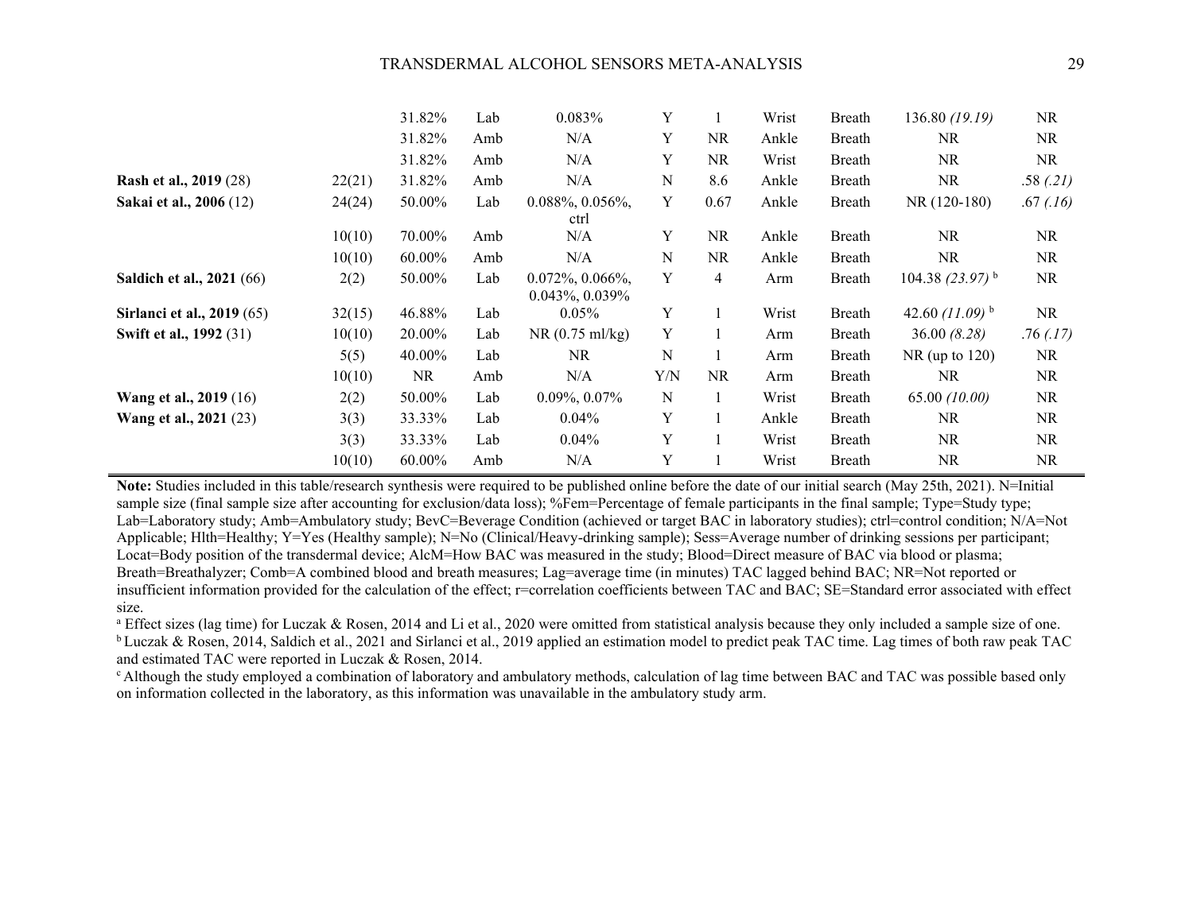| | | | | | | | | | | |
|---|---|---|---|---|---|---|---|---|---|---|
| | | 31.82% | Lab | 0.083% | Y | 1 | Wrist | Breath | 136.80 *(19.19)* | NR |
| | | 31.82% | Amb | N/A | Y | NR | Ankle | Breath | NR | NR |
| | | 31.82% | Amb | N/A | Y | NR | Wrist | Breath | NR | NR |
| **Rash et al., 2019** (28) | 22(21) | 31.82% | Amb | N/A | N | 8.6 | Ankle | Breath | NR | .58 *(.21)* |
| **Sakai et al., 2006** (12) | 24(24) | 50.00% | Lab | 0.088%, 0.056%, ctrl | Y | 0.67 | Ankle | Breath | NR (120-180) | .67 *(.16)* |
| | 10(10) | 70.00% | Amb | N/A | Y | NR | Ankle | Breath | NR | NR |
| | 10(10) | 60.00% | Amb | N/A | N | NR | Ankle | Breath | NR | NR |
| **Saldich et al., 2021** (66) | 2(2) | 50.00% | Lab | 0.072%, 0.066%, 0.043%, 0.039% | Y | 4 | Arm | Breath | 104.38 *(23.97)* [b] | NR |
| **Sirlanci et al., 2019** (65) | 32(15) | 46.88% | Lab | 0.05% | Y | 1 | Wrist | Breath | 42.60 *(11.09)* [b] | NR |
| **Swift et al., 1992** (31) | 10(10) | 20.00% | Lab | NR (0.75 ml/kg) | Y | 1 | Arm | Breath | 36.00 *(8.28)* | .76 *(.17)* |
| | 5(5) | 40.00% | Lab | NR | N | 1 | Arm | Breath | NR (up to 120) | NR |
| | 10(10) | NR | Amb | N/A | Y/N | NR | Arm | Breath | NR | NR |
| **Wang et al., 2019** (16) | 2(2) | 50.00% | Lab | 0.09%, 0.07% | N | 1 | Wrist | Breath | 65.00 *(10.00)* | NR |
| **Wang et al., 2021** (23) | 3(3) | 33.33% | Lab | 0.04% | Y | 1 | Ankle | Breath | NR | NR |
| | 3(3) | 33.33% | Lab | 0.04% | Y | 1 | Wrist | Breath | NR | NR |
| | 10(10) | 60.00% | Amb | N/A | Y | 1 | Wrist | Breath | NR | NR |

**Note:** Studies included in this table/research synthesis were required to be published online before the date of our initial search (May 25th, 2021). N=Initial sample size (final sample size after accounting for exclusion/data loss); %Fem=Percentage of female participants in the final sample; Type=Study type; Lab=Laboratory study; Amb=Ambulatory study; BevC=Beverage Condition (achieved or target BAC in laboratory studies); ctrl=control condition; N/A=Not Applicable; Hlth=Healthy; Y=Yes (Healthy sample); N=No (Clinical/Heavy-drinking sample); Sess=Average number of drinking sessions per participant; Locat=Body position of the transdermal device; AlcM=How BAC was measured in the study; Blood=Direct measure of BAC via blood or plasma; Breath=Breathalyzer; Comb=A combined blood and breath measures; Lag=average time (in minutes) TAC lagged behind BAC; NR=Not reported or insufficient information provided for the calculation of the effect; r=correlation coefficients between TAC and BAC; SE=Standard error associated with effect size.

[a] Effect sizes (lag time) for Luczak & Rosen, 2014 and Li et al., 2020 were omitted from statistical analysis because they only included a sample size of one.

[b] Luczak & Rosen, 2014, Saldich et al., 2021 and Sirlanci et al., 2019 applied an estimation model to predict peak TAC time. Lag times of both raw peak TAC and estimated TAC were reported in Luczak & Rosen, 2014.

[c] Although the study employed a combination of laboratory and ambulatory methods, calculation of lag time between BAC and TAC was possible based only on information collected in the laboratory, as this information was unavailable in the ambulatory study arm.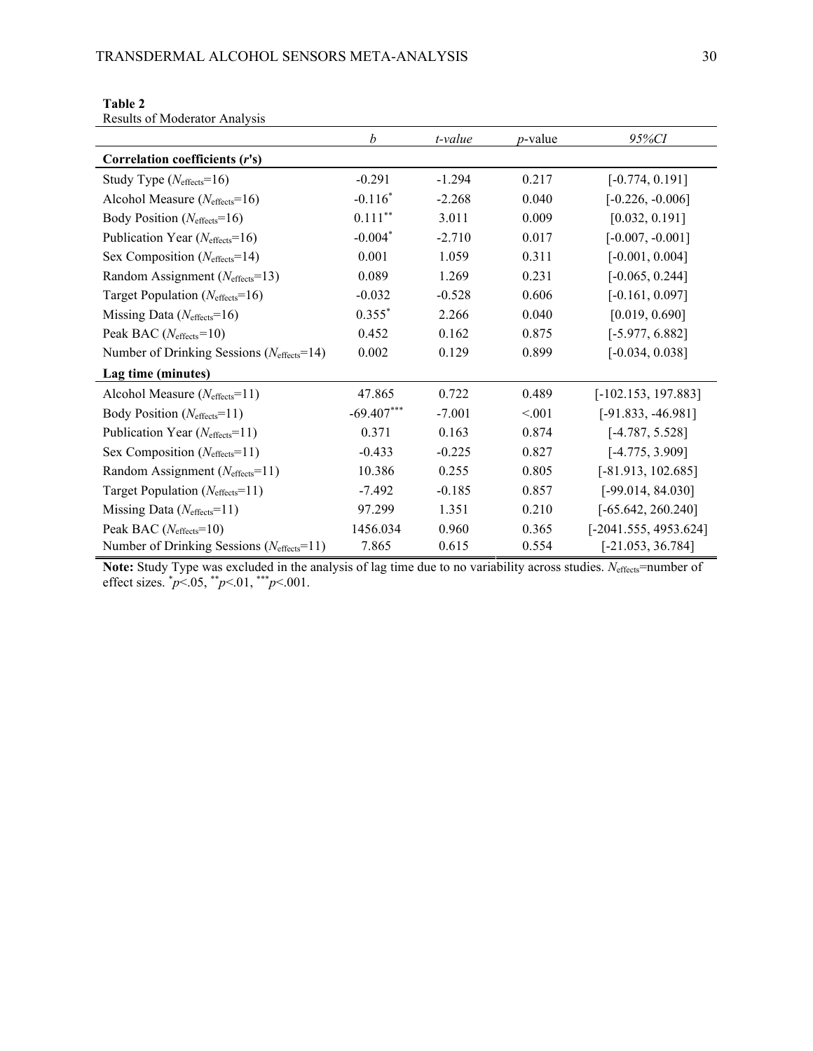**Table 2**

Results of Moderator Analysis

| | $b$ | *t-value* | $p$-value | *95%CI* |
|---|---|---|---|---|
| **Correlation coefficients ($r$'s)** | | | | |
| Study Type ($N_{effects}$=16) | -0.291 | -1.294 | 0.217 | [-0.774, 0.191] |
| Alcohol Measure ($N_{effects}$=16) | $-0.116^{*}$ | -2.268 | 0.040 | [-0.226, -0.006] |
| Body Position ($N_{effects}$=16) | $0.111^{**}$ | 3.011 | 0.009 | [0.032, 0.191] |
| Publication Year ($N_{effects}$=16) | $-0.004^{*}$ | -2.710 | 0.017 | [-0.007, -0.001] |
| Sex Composition ($N_{effects}$=14) | 0.001 | 1.059 | 0.311 | [-0.001, 0.004] |
| Random Assignment ($N_{effects}$=13) | 0.089 | 1.269 | 0.231 | [-0.065, 0.244] |
| Target Population ($N_{effects}$=16) | -0.032 | -0.528 | 0.606 | [-0.161, 0.097] |
| Missing Data ($N_{effects}$=16) | $0.355^{*}$ | 2.266 | 0.040 | [0.019, 0.690] |
| Peak BAC ($N_{effects}$=10) | 0.452 | 0.162 | 0.875 | [-5.977, 6.882] |
| Number of Drinking Sessions ($N_{effects}$=14) | 0.002 | 0.129 | 0.899 | [-0.034, 0.038] |
| **Lag time (minutes)** | | | | |
| Alcohol Measure ($N_{effects}$=11) | 47.865 | 0.722 | 0.489 | [-102.153, 197.883] |
| Body Position ($N_{effects}$=11) | $-69.407^{***}$ | -7.001 | <.001 | [-91.833, -46.981] |
| Publication Year ($N_{effects}$=11) | 0.371 | 0.163 | 0.874 | [-4.787, 5.528] |
| Sex Composition ($N_{effects}$=11) | -0.433 | -0.225 | 0.827 | [-4.775, 3.909] |
| Random Assignment ($N_{effects}$=11) | 10.386 | 0.255 | 0.805 | [-81.913, 102.685] |
| Target Population ($N_{effects}$=11) | -7.492 | -0.185 | 0.857 | [-99.014, 84.030] |
| Missing Data ($N_{effects}$=11) | 97.299 | 1.351 | 0.210 | [-65.642, 260.240] |
| Peak BAC ($N_{effects}$=10) | 1456.034 | 0.960 | 0.365 | [-2041.555, 4953.624] |
| Number of Drinking Sessions ($N_{effects}$=11) | 7.865 | 0.615 | 0.554 | [-21.053, 36.784] |

**Note:** Study Type was excluded in the analysis of lag time due to no variability across studies. $N_{effects}$=number of effect sizes. $^{*}p<.05$, $^{**}p<.01$, $^{***}p<.001$.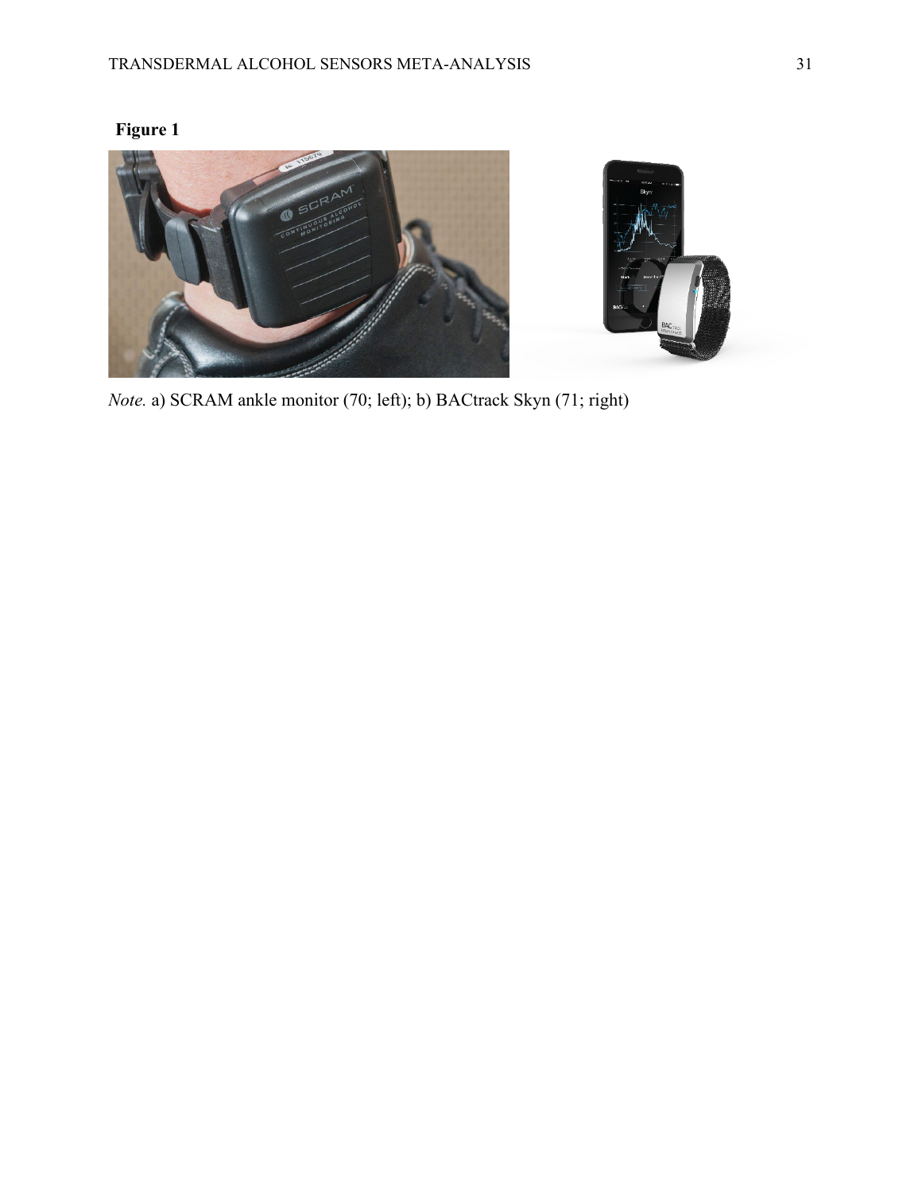**Figure 1**

*Note.* a) SCRAM ankle monitor (70; left); b) BACtrack Skyn (71; right)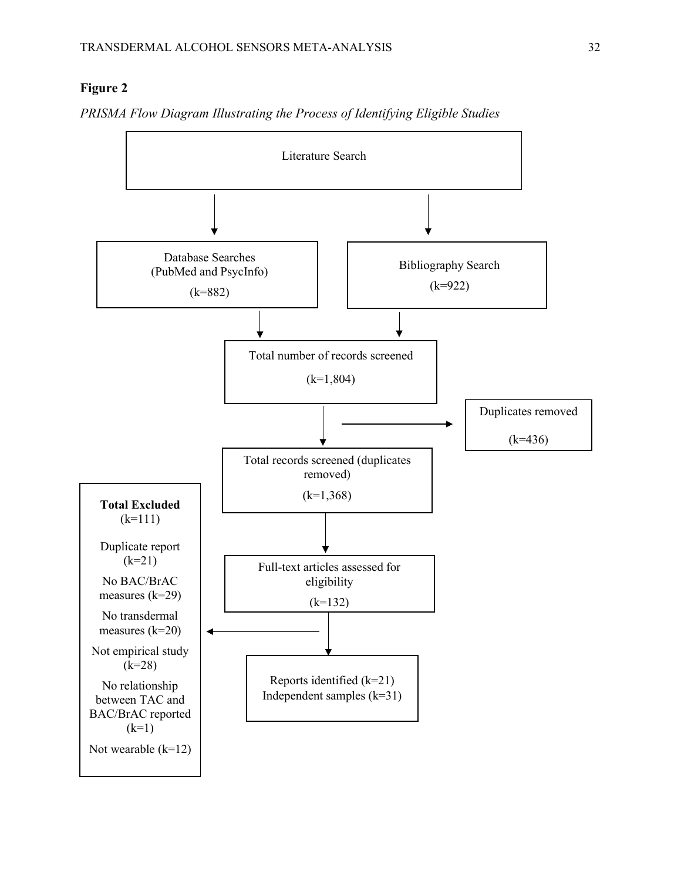**Figure 2**

*PRISMA Flow Diagram Illustrating the Process of Identifying Eligible Studies*

Literature Search

Database Searches (PubMed and PsycInfo) (k=882)

Bibliography Search (k=922)

Total number of records screened (k=1,804)

Duplicates removed (k=436)

Total records screened (duplicates removed) (k=1,368)

Full-text articles assessed for eligibility (k=132)

**Total Excluded** (k=111)

Duplicate report (k=21)

No BAC/BrAC measures (k=29)

No transdermal measures (k=20)

Not empirical study (k=28)

No relationship between TAC and BAC/BrAC reported (k=1)

Not wearable (k=12)

Reports identified (k=21)
Independent samples (k=31)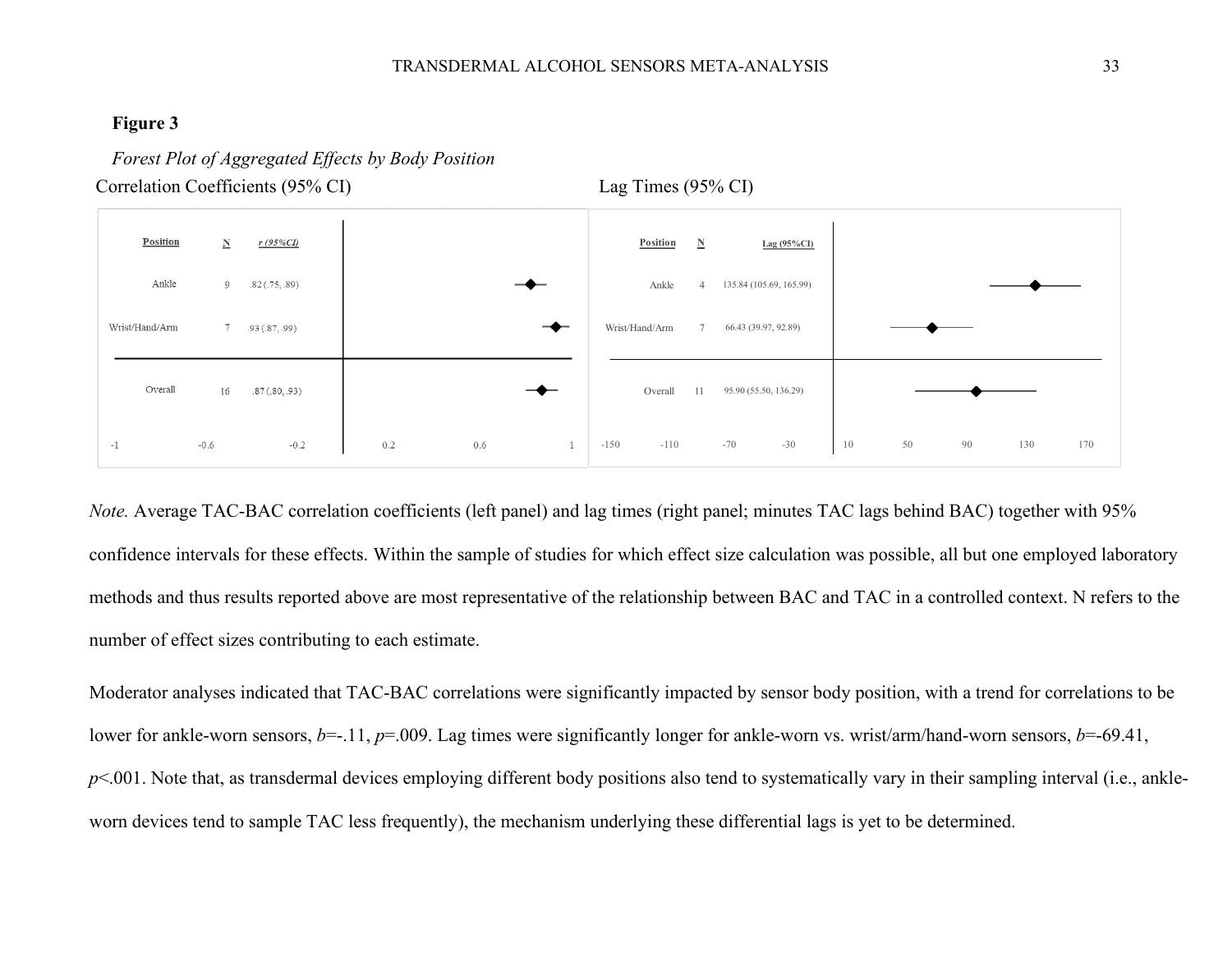**Figure 3**

*Forest Plot of Aggregated Effects by Body Position*

Correlation Coefficients (95% CI)

Position N r (95%CI)

Ankle 9 .82 (.75, .89)

Wrist/Hand/Arm 7 .93 (.87, .99)

Overall 16 .87 (.80, .93)

-1 -0.6 -0.2 0.2 0.6 1

Lag Times (95% CI)

Position N Lag (95%CI)

Ankle 4 135.84 (105.69, 165.99)

Wrist/Hand/Arm 7 66.43 (39.97, 92.89)

Overall 11 95.90 (55.50, 136.29)

-150 -110 -70 -30 10 50 90 130 170

*Note.* Average TAC-BAC correlation coefficients (left panel) and lag times (right panel; minutes TAC lags behind BAC) together with 95% confidence intervals for these effects. Within the sample of studies for which effect size calculation was possible, all but one employed laboratory methods and thus results reported above are most representative of the relationship between BAC and TAC in a controlled context. N refers to the number of effect sizes contributing to each estimate.

Moderator analyses indicated that TAC-BAC correlations were significantly impacted by sensor body position, with a trend for correlations to be lower for ankle-worn sensors, $b$=-.11, $p$=.009. Lag times were significantly longer for ankle-worn vs. wrist/arm/hand-worn sensors, $b$=-69.41, $p$<.001. Note that, as transdermal devices employing different body positions also tend to systematically vary in their sampling interval (i.e., ankle-worn devices tend to sample TAC less frequently), the mechanism underlying these differential lags is yet to be determined.